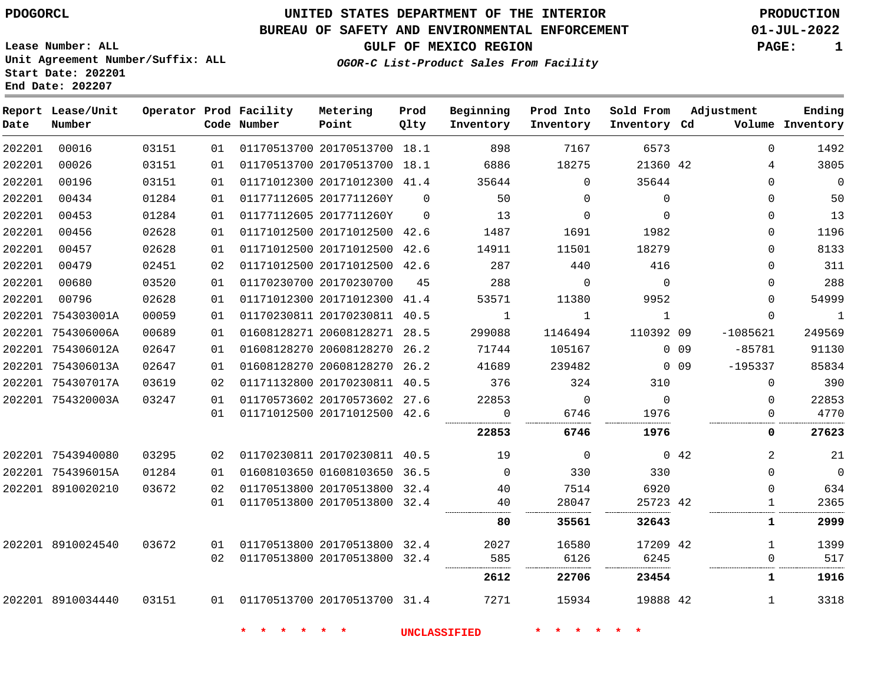PDOGORCL

# UNITED STATES DEPARTMENT OF THE INTERIOR
## BUREAU OF SAFETY AND ENVIRONMENTAL ENFORCEMENT
### GULF OF MEXICO REGION
*OGOR-C List-Product Sales From Facility*

PRODUCTION 01-JUL-2022

Lease Number: ALL
Unit Agreement Number/Suffix: ALL
Start Date: 202201
End Date: 202207

| Report Date | Lease/Unit Number | Operator | Prod Code | Facility Number | Metering Point | Prod Qlty | Beginning Inventory | Prod Into Inventory | Sold From Inventory | Adjustment Cd | Adjustment Volume | Ending Inventory |
|---|---|---|---|---|---|---|---|---|---|---|---|---|
| 202201 | 00016 | 03151 | 01 | 01170513700 | 20170513700 | 18.1 | 898 | 7167 | 6573 | | 0 | 1492 |
| 202201 | 00026 | 03151 | 01 | 01170513700 | 20170513700 | 18.1 | 6886 | 18275 | 21360 | 42 | 4 | 3805 |
| 202201 | 00196 | 03151 | 01 | 01171012300 | 20171012300 | 41.4 | 35644 | 0 | 35644 | | 0 | 0 |
| 202201 | 00434 | 01284 | 01 | 01177112605 | 2017711260Y | 0 | 50 | 0 | 0 | | 0 | 50 |
| 202201 | 00453 | 01284 | 01 | 01177112605 | 2017711260Y | 0 | 13 | 0 | 0 | | 0 | 13 |
| 202201 | 00456 | 02628 | 01 | 01171012500 | 20171012500 | 42.6 | 1487 | 1691 | 1982 | | 0 | 1196 |
| 202201 | 00457 | 02628 | 01 | 01171012500 | 20171012500 | 42.6 | 14911 | 11501 | 18279 | | 0 | 8133 |
| 202201 | 00479 | 02451 | 02 | 01171012500 | 20171012500 | 42.6 | 287 | 440 | 416 | | 0 | 311 |
| 202201 | 00680 | 03520 | 01 | 01170230700 | 20170230700 | 45 | 288 | 0 | 0 | | 0 | 288 |
| 202201 | 00796 | 02628 | 01 | 01171012300 | 20171012300 | 41.4 | 53571 | 11380 | 9952 | | 0 | 54999 |
| 202201 | 754303001A | 00059 | 01 | 01170230811 | 20170230811 | 40.5 | 1 | 1 | 1 | | 0 | 1 |
| 202201 | 754306006A | 00689 | 01 | 01608128271 | 20608128271 | 28.5 | 299088 | 1146494 | 110392 | 09 | -1085621 | 249569 |
| 202201 | 754306012A | 02647 | 01 | 01608128270 | 20608128270 | 26.2 | 71744 | 105167 | 0 | 09 | -85781 | 91130 |
| 202201 | 754306013A | 02647 | 01 | 01608128270 | 20608128270 | 26.2 | 41689 | 239482 | 0 | 09 | -195337 | 85834 |
| 202201 | 754307017A | 03619 | 02 | 01171132800 | 20170230811 | 40.5 | 376 | 324 | 310 | | 0 | 390 |
| 202201 | 754320003A | 03247 | 01 | 01170573602 | 20170573602 | 27.6 | 22853 | 0 | 0 | | 0 | 22853 |
| | | | 01 | 01171012500 | 20171012500 | 42.6 | 0 | 6746 | 1976 | | 0 | 4770 |
| | | | | | | | **22853** | **6746** | **1976** | | **0** | **27623** |
| 202201 | 7543940080 | 03295 | 02 | 01170230811 | 20170230811 | 40.5 | 19 | 0 | 0 | 42 | 2 | 21 |
| 202201 | 754396015A | 01284 | 01 | 01608103650 | 01608103650 | 36.5 | 0 | 330 | 330 | | 0 | 0 |
| 202201 | 8910020210 | 03672 | 02 | 01170513800 | 20170513800 | 32.4 | 40 | 7514 | 6920 | | 0 | 634 |
| | | | 01 | 01170513800 | 20170513800 | 32.4 | 40 | 28047 | 25723 | 42 | 1 | 2365 |
| | | | | | | | **80** | **35561** | **32643** | | **1** | **2999** |
| 202201 | 8910024540 | 03672 | 01 | 01170513800 | 20170513800 | 32.4 | 2027 | 16580 | 17209 | 42 | 1 | 1399 |
| | | | 02 | 01170513800 | 20170513800 | 32.4 | 585 | 6126 | 6245 | | 0 | 517 |
| | | | | | | | **2612** | **22706** | **23454** | | **1** | **1916** |
| 202201 | 8910034440 | 03151 | 01 | 01170513700 | 20170513700 | 31.4 | 7271 | 15934 | 19888 | 42 | 1 | 3318 |

* * * * * * UNCLASSIFIED * * * * * *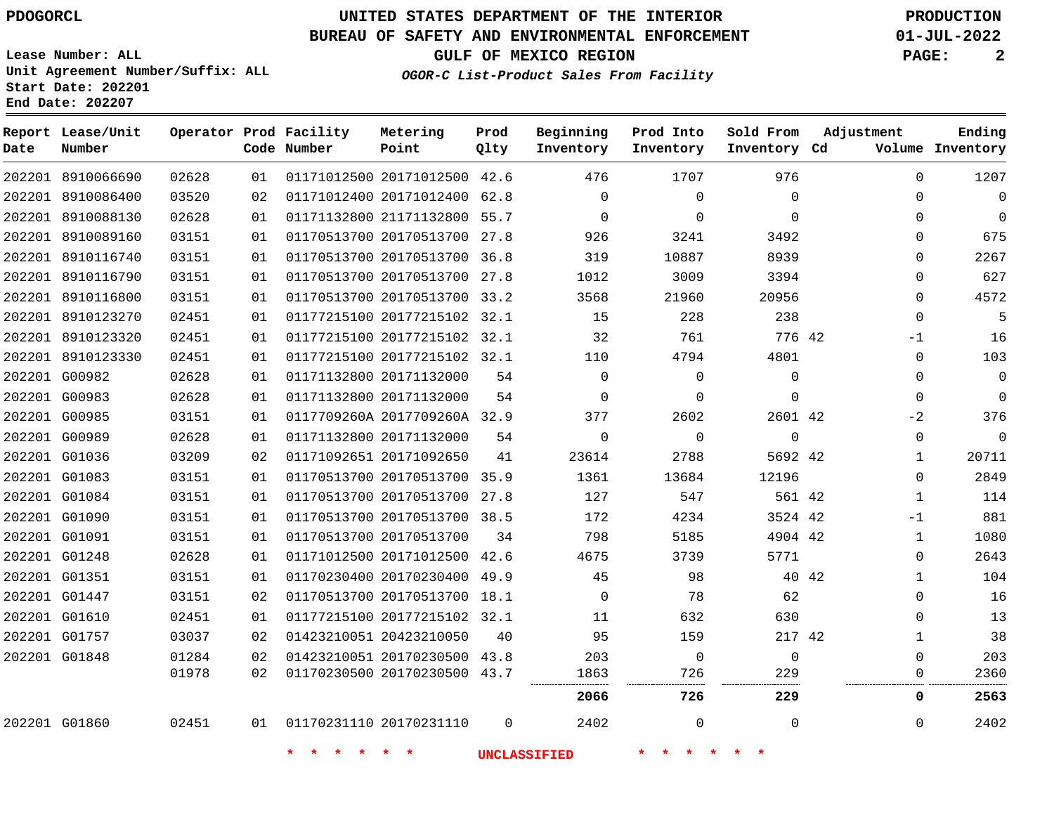PDOGORCL

**UNITED STATES DEPARTMENT OF THE INTERIOR**
**BUREAU OF SAFETY AND ENVIRONMENTAL ENFORCEMENT**
**GULF OF MEXICO REGION**
*OGOR-C List-Product Sales From Facility*

PRODUCTION
01-JUL-2022

Lease Number: ALL
Unit Agreement Number/Suffix: ALL
Start Date: 202201
End Date: 202207

| Report Date | Lease/Unit Number | Operator | Prod Code | Facility Number | Metering Point | Prod Qlty | Beginning Inventory | Prod Into Inventory | Sold From Inventory | Adjustment Cd | Adjustment Volume | Ending Inventory |
|---|---|---|---|---|---|---|---|---|---|---|---|---|
| 202201 | 8910066690 | 02628 | 01 | 01171012500 | 20171012500 | 42.6 | 476 | 1707 | 976 | | 0 | 1207 |
| 202201 | 8910086400 | 03520 | 02 | 01171012400 | 20171012400 | 62.8 | 0 | 0 | 0 | | 0 | 0 |
| 202201 | 8910088130 | 02628 | 01 | 01171132800 | 21171132800 | 55.7 | 0 | 0 | 0 | | 0 | 0 |
| 202201 | 8910089160 | 03151 | 01 | 01170513700 | 20170513700 | 27.8 | 926 | 3241 | 3492 | | 0 | 675 |
| 202201 | 8910116740 | 03151 | 01 | 01170513700 | 20170513700 | 36.8 | 319 | 10887 | 8939 | | 0 | 2267 |
| 202201 | 8910116790 | 03151 | 01 | 01170513700 | 20170513700 | 27.8 | 1012 | 3009 | 3394 | | 0 | 627 |
| 202201 | 8910116800 | 03151 | 01 | 01170513700 | 20170513700 | 33.2 | 3568 | 21960 | 20956 | | 0 | 4572 |
| 202201 | 8910123270 | 02451 | 01 | 01177215100 | 20177215102 | 32.1 | 15 | 228 | 238 | | 0 | 5 |
| 202201 | 8910123320 | 02451 | 01 | 01177215100 | 20177215102 | 32.1 | 32 | 761 | 776 | 42 | -1 | 16 |
| 202201 | 8910123330 | 02451 | 01 | 01177215100 | 20177215102 | 32.1 | 110 | 4794 | 4801 | | 0 | 103 |
| 202201 | G00982 | 02628 | 01 | 01171132800 | 20171132000 | 54 | 0 | 0 | 0 | | 0 | 0 |
| 202201 | G00983 | 02628 | 01 | 01171132800 | 20171132000 | 54 | 0 | 0 | 0 | | 0 | 0 |
| 202201 | G00985 | 03151 | 01 | 0117709260A | 2017709260A | 32.9 | 377 | 2602 | 2601 | 42 | -2 | 376 |
| 202201 | G00989 | 02628 | 01 | 01171132800 | 20171132000 | 54 | 0 | 0 | 0 | | 0 | 0 |
| 202201 | G01036 | 03209 | 02 | 01171092651 | 20171092650 | 41 | 23614 | 2788 | 5692 | 42 | 1 | 20711 |
| 202201 | G01083 | 03151 | 01 | 01170513700 | 20170513700 | 35.9 | 1361 | 13684 | 12196 | | 0 | 2849 |
| 202201 | G01084 | 03151 | 01 | 01170513700 | 20170513700 | 27.8 | 127 | 547 | 561 | 42 | 1 | 114 |
| 202201 | G01090 | 03151 | 01 | 01170513700 | 20170513700 | 38.5 | 172 | 4234 | 3524 | 42 | -1 | 881 |
| 202201 | G01091 | 03151 | 01 | 01170513700 | 20170513700 | 34 | 798 | 5185 | 4904 | 42 | 1 | 1080 |
| 202201 | G01248 | 02628 | 01 | 01171012500 | 20171012500 | 42.6 | 4675 | 3739 | 5771 | | 0 | 2643 |
| 202201 | G01351 | 03151 | 01 | 01170230400 | 20170230400 | 49.9 | 45 | 98 | 40 | 42 | 1 | 104 |
| 202201 | G01447 | 03151 | 02 | 01170513700 | 20170513700 | 18.1 | 0 | 78 | 62 | | 0 | 16 |
| 202201 | G01610 | 02451 | 01 | 01177215100 | 20177215102 | 32.1 | 11 | 632 | 630 | | 0 | 13 |
| 202201 | G01757 | 03037 | 02 | 01423210051 | 20423210050 | 40 | 95 | 159 | 217 | 42 | 1 | 38 |
| 202201 | G01848 | 01284 | 02 | 01423210051 | 20170230500 | 43.8 | 203 | 0 | 0 | | 0 | 203 |
| | | 01978 | 02 | 01170230500 | 20170230500 | 43.7 | 1863 | 726 | 229 | | 0 | 2360 |
| | | | | | | | **2066** | **726** | **229** | | **0** | **2563** |
| 202201 | G01860 | 02451 | 01 | 01170231110 | 20170231110 | 0 | 2402 | 0 | 0 | | 0 | 2402 |

\* \* \* \* \* \* UNCLASSIFIED \* \* \* \* \* \*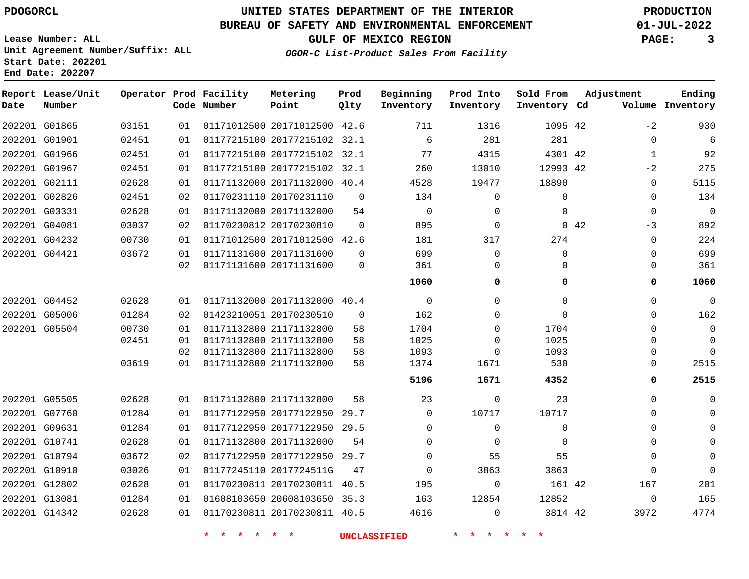PDOGORCL

# UNITED STATES DEPARTMENT OF THE INTERIOR
## BUREAU OF SAFETY AND ENVIRONMENTAL ENFORCEMENT
### GULF OF MEXICO REGION
*OGOR-C List-Product Sales From Facility*

PRODUCTION
01-JUL-2022

Lease Number: ALL
Unit Agreement Number/Suffix: ALL
Start Date: 202201
End Date: 202207

| Report Date | Lease/Unit Number | Operator | Prod Code | Facility Number | Metering Point | Prod Qlty | Beginning Inventory | Prod Into Inventory | Sold From Inventory | Adjustment Cd | Volume | Ending Inventory |
|---|---|---|---|---|---|---|---|---|---|---|---|---|
| 202201 | G01865 | 03151 | 01 | 01171012500 | 20171012500 | 42.6 | 711 | 1316 | 1095 | 42 | -2 | 930 |
| 202201 | G01901 | 02451 | 01 | 01177215100 | 20177215102 | 32.1 | 6 | 281 | 281 | | 0 | 6 |
| 202201 | G01966 | 02451 | 01 | 01177215100 | 20177215102 | 32.1 | 77 | 4315 | 4301 | 42 | 1 | 92 |
| 202201 | G01967 | 02451 | 01 | 01177215100 | 20177215102 | 32.1 | 260 | 13010 | 12993 | 42 | -2 | 275 |
| 202201 | G02111 | 02628 | 01 | 01171132000 | 20171132000 | 40.4 | 4528 | 19477 | 18890 | | 0 | 5115 |
| 202201 | G02826 | 02451 | 02 | 01170231110 | 20170231110 | 0 | 134 | 0 | 0 | | 0 | 134 |
| 202201 | G03331 | 02628 | 01 | 01171132000 | 20171132000 | 54 | 0 | 0 | 0 | | 0 | 0 |
| 202201 | G04081 | 03037 | 02 | 01170230812 | 20170230810 | 0 | 895 | 0 | 0 | 42 | -3 | 892 |
| 202201 | G04232 | 00730 | 01 | 01171012500 | 20171012500 | 42.6 | 181 | 317 | 274 | | 0 | 224 |
| 202201 | G04421 | 03672 | 01 | 01171131600 | 20171131600 | 0 | 699 | 0 | 0 | | 0 | 699 |
| | | | 02 | 01171131600 | 20171131600 | 0 | 361 | 0 | 0 | | 0 | 361 |
| | | | | | | | **1060** | **0** | **0** | | **0** | **1060** |
| 202201 | G04452 | 02628 | 01 | 01171132000 | 20171132000 | 40.4 | 0 | 0 | 0 | | 0 | 0 |
| 202201 | G05006 | 01284 | 02 | 01423210051 | 20170230510 | 0 | 162 | 0 | 0 | | 0 | 162 |
| 202201 | G05504 | 00730 | 01 | 01171132800 | 21171132800 | 58 | 1704 | 0 | 1704 | | 0 | 0 |
| | | 02451 | 01 | 01171132800 | 21171132800 | 58 | 1025 | 0 | 1025 | | 0 | 0 |
| | | | 02 | 01171132800 | 21171132800 | 58 | 1093 | 0 | 1093 | | 0 | 0 |
| | | 03619 | 01 | 01171132800 | 21171132800 | 58 | 1374 | 1671 | 530 | | 0 | 2515 |
| | | | | | | | **5196** | **1671** | **4352** | | **0** | **2515** |
| 202201 | G05505 | 02628 | 01 | 01171132800 | 21171132800 | 58 | 23 | 0 | 23 | | 0 | 0 |
| 202201 | G07760 | 01284 | 01 | 01177122950 | 20177122950 | 29.7 | 0 | 10717 | 10717 | | 0 | 0 |
| 202201 | G09631 | 01284 | 01 | 01177122950 | 20177122950 | 29.5 | 0 | 0 | 0 | | 0 | 0 |
| 202201 | G10741 | 02628 | 01 | 01171132800 | 20171132000 | 54 | 0 | 0 | 0 | | 0 | 0 |
| 202201 | G10794 | 03672 | 02 | 01177122950 | 20177122950 | 29.7 | 0 | 55 | 55 | | 0 | 0 |
| 202201 | G10910 | 03026 | 01 | 01177245110 | 2017724511G | 47 | 0 | 3863 | 3863 | | 0 | 0 |
| 202201 | G12802 | 02628 | 01 | 01170230811 | 20170230811 | 40.5 | 195 | 0 | 161 | 42 | 167 | 201 |
| 202201 | G13081 | 01284 | 01 | 01608103650 | 20608103650 | 35.3 | 163 | 12854 | 12852 | | 0 | 165 |
| 202201 | G14342 | 02628 | 01 | 01170230811 | 20170230811 | 40.5 | 4616 | 0 | 3814 | 42 | 3972 | 4774 |

\* \* \* \* \* \* UNCLASSIFIED \* \* \* \* \* \*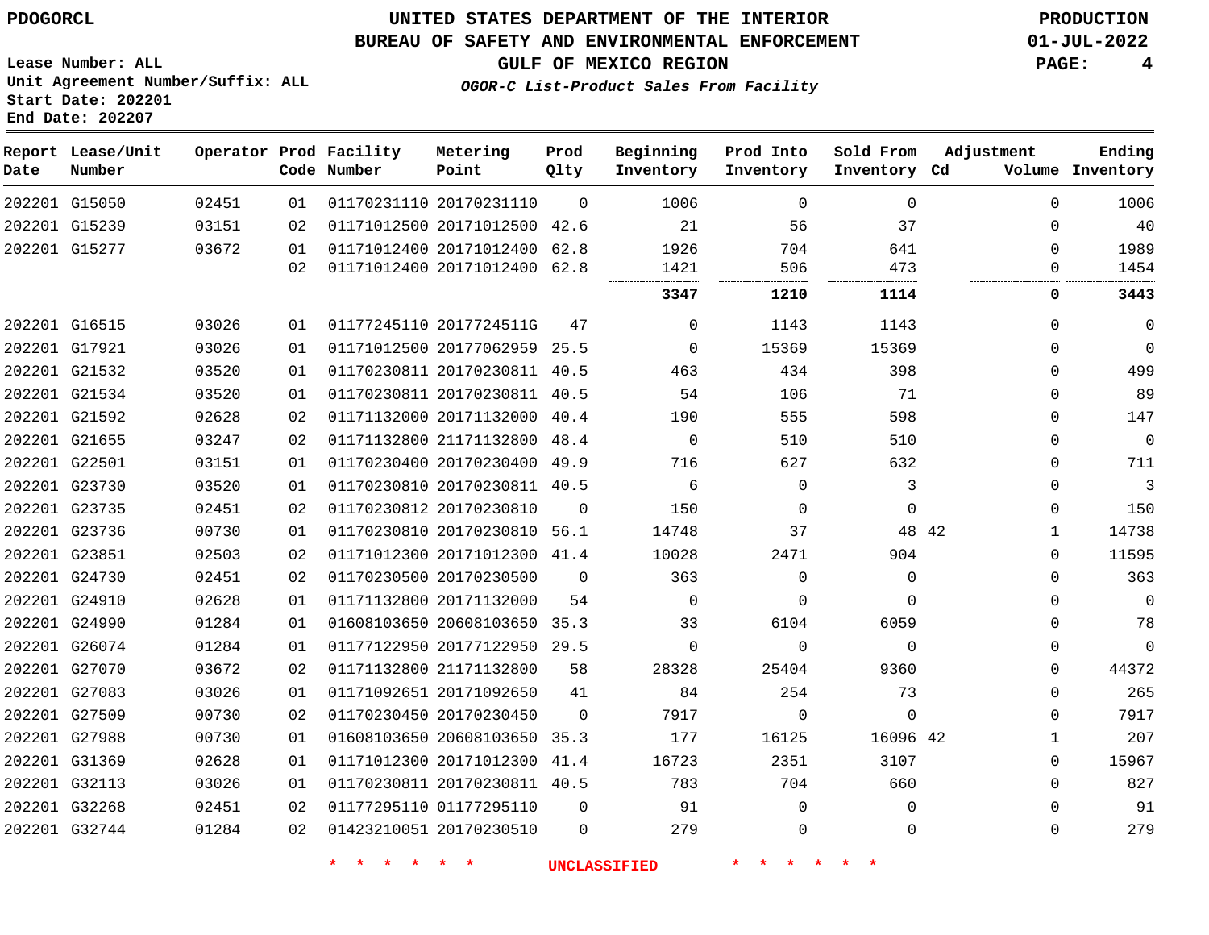PDOGORCL

# UNITED STATES DEPARTMENT OF THE INTERIOR
## BUREAU OF SAFETY AND ENVIRONMENTAL ENFORCEMENT
### GULF OF MEXICO REGION
*OGOR-C List-Product Sales From Facility*

PRODUCTION
01-JUL-2022

Lease Number: ALL
Unit Agreement Number/Suffix: ALL
Start Date: 202201
End Date: 202207

| Report Date | Lease/Unit Number | Operator | Prod Code | Facility Number | Metering Point | Prod Qlty | Beginning Inventory | Prod Into Inventory | Sold From Inventory | Adjustment Cd | Adjustment Volume | Ending Inventory |
|---|---|---|---|---|---|---|---|---|---|---|---|---|
| 202201 | G15050 | 02451 | 01 | 01170231110 | 20170231110 | 0 | 1006 | 0 | 0 | | 0 | 1006 |
| 202201 | G15239 | 03151 | 02 | 01171012500 | 20171012500 | 42.6 | 21 | 56 | 37 | | 0 | 40 |
| 202201 | G15277 | 03672 | 01 | 01171012400 | 20171012400 | 62.8 | 1926 | 704 | 641 | | 0 | 1989 |
| | | | 02 | 01171012400 | 20171012400 | 62.8 | 1421 | 506 | 473 | | 0 | 1454 |
| | | | | | | | **3347** | **1210** | **1114** | | **0** | **3443** |
| 202201 | G16515 | 03026 | 01 | 01177245110 | 2017724511G | 47 | 0 | 1143 | 1143 | | 0 | 0 |
| 202201 | G17921 | 03026 | 01 | 01171012500 | 20177062959 | 25.5 | 0 | 15369 | 15369 | | 0 | 0 |
| 202201 | G21532 | 03520 | 01 | 01170230811 | 20170230811 | 40.5 | 463 | 434 | 398 | | 0 | 499 |
| 202201 | G21534 | 03520 | 01 | 01170230811 | 20170230811 | 40.5 | 54 | 106 | 71 | | 0 | 89 |
| 202201 | G21592 | 02628 | 02 | 01171132000 | 20171132000 | 40.4 | 190 | 555 | 598 | | 0 | 147 |
| 202201 | G21655 | 03247 | 02 | 01171132800 | 21171132800 | 48.4 | 0 | 510 | 510 | | 0 | 0 |
| 202201 | G22501 | 03151 | 01 | 01170230400 | 20170230400 | 49.9 | 716 | 627 | 632 | | 0 | 711 |
| 202201 | G23730 | 03520 | 01 | 01170230810 | 20170230811 | 40.5 | 6 | 0 | 3 | | 0 | 3 |
| 202201 | G23735 | 02451 | 02 | 01170230812 | 20170230810 | 0 | 150 | 0 | 0 | | 0 | 150 |
| 202201 | G23736 | 00730 | 01 | 01170230810 | 20170230810 | 56.1 | 14748 | 37 | 48 | 42 | 1 | 14738 |
| 202201 | G23851 | 02503 | 02 | 01171012300 | 20171012300 | 41.4 | 10028 | 2471 | 904 | | 0 | 11595 |
| 202201 | G24730 | 02451 | 02 | 01170230500 | 20170230500 | 0 | 363 | 0 | 0 | | 0 | 363 |
| 202201 | G24910 | 02628 | 01 | 01171132800 | 20171132000 | 54 | 0 | 0 | 0 | | 0 | 0 |
| 202201 | G24990 | 01284 | 01 | 01608103650 | 20608103650 | 35.3 | 33 | 6104 | 6059 | | 0 | 78 |
| 202201 | G26074 | 01284 | 01 | 01177122950 | 20177122950 | 29.5 | 0 | 0 | 0 | | 0 | 0 |
| 202201 | G27070 | 03672 | 02 | 01171132800 | 21171132800 | 58 | 28328 | 25404 | 9360 | | 0 | 44372 |
| 202201 | G27083 | 03026 | 01 | 01171092651 | 20171092650 | 41 | 84 | 254 | 73 | | 0 | 265 |
| 202201 | G27509 | 00730 | 02 | 01170230450 | 20170230450 | 0 | 7917 | 0 | 0 | | 0 | 7917 |
| 202201 | G27988 | 00730 | 01 | 01608103650 | 20608103650 | 35.3 | 177 | 16125 | 16096 | 42 | 1 | 207 |
| 202201 | G31369 | 02628 | 01 | 01171012300 | 20171012300 | 41.4 | 16723 | 2351 | 3107 | | 0 | 15967 |
| 202201 | G32113 | 03026 | 01 | 01170230811 | 20170230811 | 40.5 | 783 | 704 | 660 | | 0 | 827 |
| 202201 | G32268 | 02451 | 02 | 01177295110 | 01177295110 | 0 | 91 | 0 | 0 | | 0 | 91 |
| 202201 | G32744 | 01284 | 02 | 01423210051 | 20170230510 | 0 | 279 | 0 | 0 | | 0 | 279 |

* * * * * * UNCLASSIFIED * * * * * *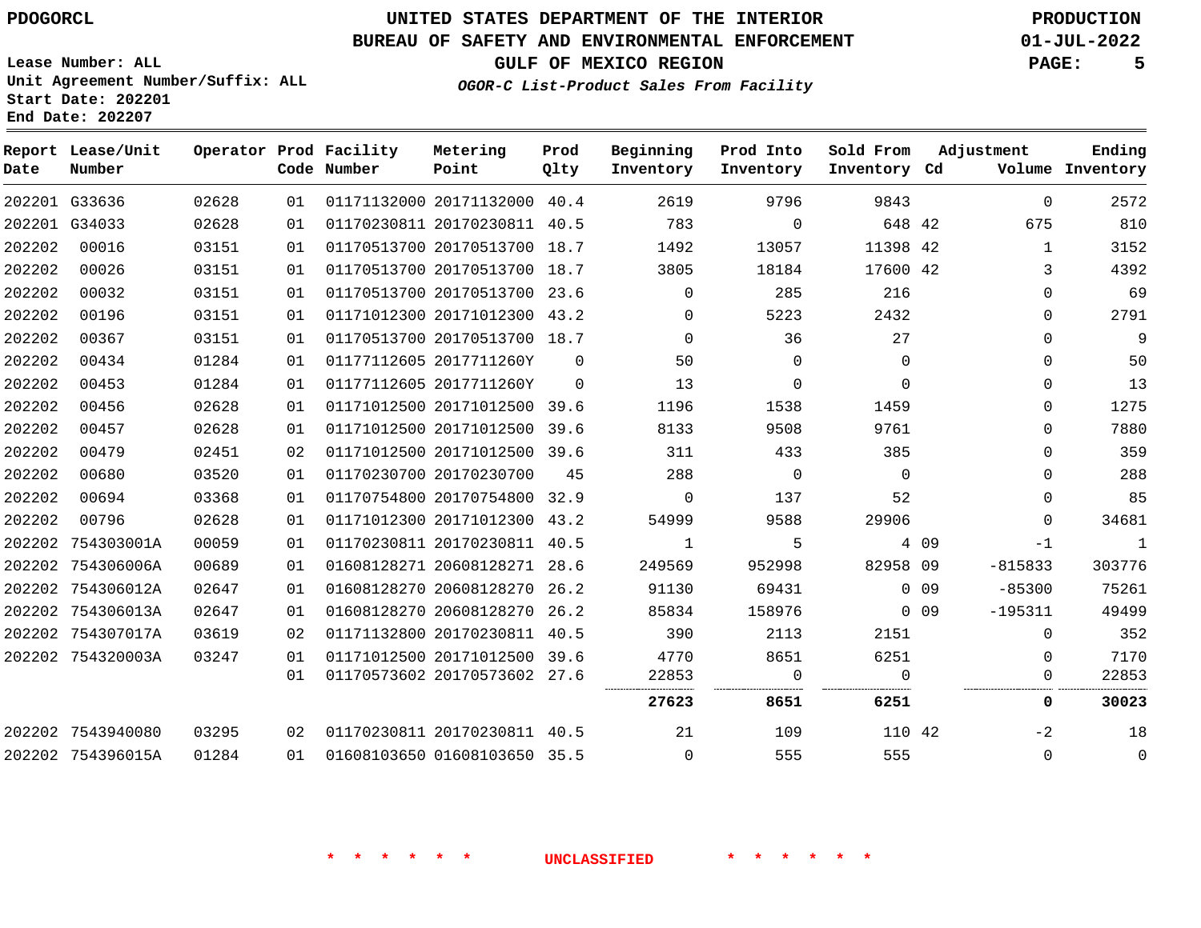PDOGORCL

# UNITED STATES DEPARTMENT OF THE INTERIOR
## BUREAU OF SAFETY AND ENVIRONMENTAL ENFORCEMENT
### GULF OF MEXICO REGION
*OGOR-C List-Product Sales From Facility*

PRODUCTION
01-JUL-2022

Lease Number: ALL
Unit Agreement Number/Suffix: ALL
Start Date: 202201
End Date: 202207

| Report Date | Lease/Unit Number | Operator | Prod Code | Facility Number | Metering Point | Prod Qlty | Beginning Inventory | Prod Into Inventory | Sold From Inventory | Adjustment Cd | Adjustment Volume | Ending Inventory |
|---|---|---|---|---|---|---|---|---|---|---|---|---|
| 202201 | G33636 | 02628 | 01 | 01171132000 | 20171132000 | 40.4 | 2619 | 9796 | 9843 | | 0 | 2572 |
| 202201 | G34033 | 02628 | 01 | 01170230811 | 20170230811 | 40.5 | 783 | 0 | 648 | 42 | 675 | 810 |
| 202202 | 00016 | 03151 | 01 | 01170513700 | 20170513700 | 18.7 | 1492 | 13057 | 11398 | 42 | 1 | 3152 |
| 202202 | 00026 | 03151 | 01 | 01170513700 | 20170513700 | 18.7 | 3805 | 18184 | 17600 | 42 | 3 | 4392 |
| 202202 | 00032 | 03151 | 01 | 01170513700 | 20170513700 | 23.6 | 0 | 285 | 216 | | 0 | 69 |
| 202202 | 00196 | 03151 | 01 | 01171012300 | 20171012300 | 43.2 | 0 | 5223 | 2432 | | 0 | 2791 |
| 202202 | 00367 | 03151 | 01 | 01170513700 | 20170513700 | 18.7 | 0 | 36 | 27 | | 0 | 9 |
| 202202 | 00434 | 01284 | 01 | 01177112605 | 2017711260Y | 0 | 50 | 0 | 0 | | 0 | 50 |
| 202202 | 00453 | 01284 | 01 | 01177112605 | 2017711260Y | 0 | 13 | 0 | 0 | | 0 | 13 |
| 202202 | 00456 | 02628 | 01 | 01171012500 | 20171012500 | 39.6 | 1196 | 1538 | 1459 | | 0 | 1275 |
| 202202 | 00457 | 02628 | 01 | 01171012500 | 20171012500 | 39.6 | 8133 | 9508 | 9761 | | 0 | 7880 |
| 202202 | 00479 | 02451 | 02 | 01171012500 | 20171012500 | 39.6 | 311 | 433 | 385 | | 0 | 359 |
| 202202 | 00680 | 03520 | 01 | 01170230700 | 20170230700 | 45 | 288 | 0 | 0 | | 0 | 288 |
| 202202 | 00694 | 03368 | 01 | 01170754800 | 20170754800 | 32.9 | 0 | 137 | 52 | | 0 | 85 |
| 202202 | 00796 | 02628 | 01 | 01171012300 | 20171012300 | 43.2 | 54999 | 9588 | 29906 | | 0 | 34681 |
| 202202 | 754303001A | 00059 | 01 | 01170230811 | 20170230811 | 40.5 | 1 | 5 | 4 | 09 | -1 | 1 |
| 202202 | 754306006A | 00689 | 01 | 01608128271 | 20608128271 | 28.6 | 249569 | 952998 | 82958 | 09 | -815833 | 303776 |
| 202202 | 754306012A | 02647 | 01 | 01608128270 | 20608128270 | 26.2 | 91130 | 69431 | 0 | 09 | -85300 | 75261 |
| 202202 | 754306013A | 02647 | 01 | 01608128270 | 20608128270 | 26.2 | 85834 | 158976 | 0 | 09 | -195311 | 49499 |
| 202202 | 754307017A | 03619 | 02 | 01171132800 | 20170230811 | 40.5 | 390 | 2113 | 2151 | | 0 | 352 |
| 202202 | 754320003A | 03247 | 01 | 01171012500 | 20171012500 | 39.6 | 4770 | 8651 | 6251 | | 0 | 7170 |
| | | | 01 | 01170573602 | 20170573602 | 27.6 | 22853 | 0 | 0 | | 0 | 22853 |
| | | | | | | | **27623** | **8651** | **6251** | | **0** | **30023** |
| 202202 | 7543940080 | 03295 | 02 | 01170230811 | 20170230811 | 40.5 | 21 | 109 | 110 | 42 | -2 | 18 |
| 202202 | 754396015A | 01284 | 01 | 01608103650 | 01608103650 | 35.5 | 0 | 555 | 555 | | 0 | 0 |

* * * * * * UNCLASSIFIED * * * * * *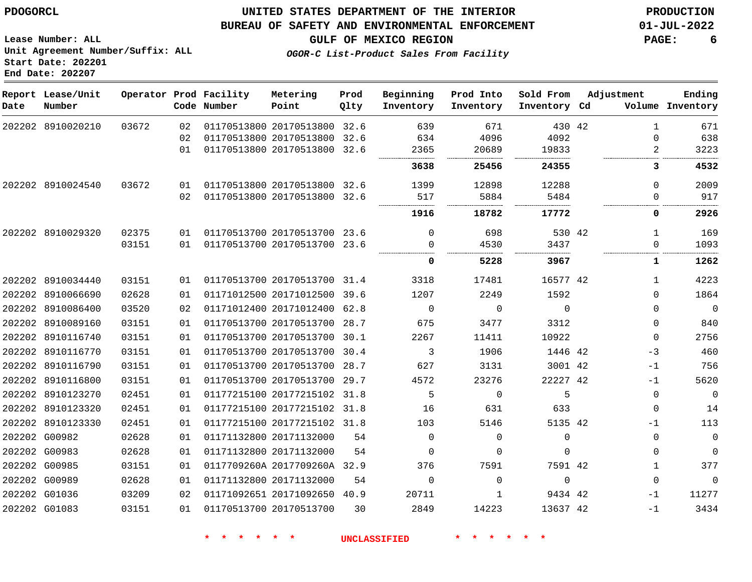PDOGORCL

# UNITED STATES DEPARTMENT OF THE INTERIOR
## BUREAU OF SAFETY AND ENVIRONMENTAL ENFORCEMENT
## GULF OF MEXICO REGION
### *OGOR-C List-Product Sales From Facility*

PRODUCTION
01-JUL-2022
PAGE: 6

Lease Number: ALL
Unit Agreement Number/Suffix: ALL
Start Date: 202201
End Date: 202207

| Report Date | Lease/Unit Number | Operator | Prod Code | Facility Number | Metering Point | Prod Qlty | Beginning Inventory | Prod Into Inventory | Sold From Inventory | Adjustment Cd | Volume | Ending Inventory |
|---|---|---|---|---|---|---|---|---|---|---|---|---|
| 202202 | 8910020210 | 03672 | 02 | 01170513800 | 20170513800 | 32.6 | 639 | 671 | 430 | 42 | 1 | 671 |
| | | | 02 | 01170513800 | 20170513800 | 32.6 | 634 | 4096 | 4092 | | 0 | 638 |
| | | | 01 | 01170513800 | 20170513800 | 32.6 | 2365 | 20689 | 19833 | | 2 | 3223 |
| | | | | | | | **3638** | **25456** | **24355** | | **3** | **4532** |
| 202202 | 8910024540 | 03672 | 01 | 01170513800 | 20170513800 | 32.6 | 1399 | 12898 | 12288 | | 0 | 2009 |
| | | | 02 | 01170513800 | 20170513800 | 32.6 | 517 | 5884 | 5484 | | 0 | 917 |
| | | | | | | | **1916** | **18782** | **17772** | | **0** | **2926** |
| 202202 | 8910029320 | 02375 | 01 | 01170513700 | 20170513700 | 23.6 | 0 | 698 | 530 | 42 | 1 | 169 |
| | | 03151 | 01 | 01170513700 | 20170513700 | 23.6 | 0 | 4530 | 3437 | | 0 | 1093 |
| | | | | | | | **0** | **5228** | **3967** | | **1** | **1262** |
| 202202 | 8910034440 | 03151 | 01 | 01170513700 | 20170513700 | 31.4 | 3318 | 17481 | 16577 | 42 | 1 | 4223 |
| 202202 | 8910066690 | 02628 | 01 | 01171012500 | 20171012500 | 39.6 | 1207 | 2249 | 1592 | | 0 | 1864 |
| 202202 | 8910086400 | 03520 | 02 | 01171012400 | 20171012400 | 62.8 | 0 | 0 | 0 | | 0 | 0 |
| 202202 | 8910089160 | 03151 | 01 | 01170513700 | 20170513700 | 28.7 | 675 | 3477 | 3312 | | 0 | 840 |
| 202202 | 8910116740 | 03151 | 01 | 01170513700 | 20170513700 | 30.1 | 2267 | 11411 | 10922 | | 0 | 2756 |
| 202202 | 8910116770 | 03151 | 01 | 01170513700 | 20170513700 | 30.4 | 3 | 1906 | 1446 | 42 | -3 | 460 |
| 202202 | 8910116790 | 03151 | 01 | 01170513700 | 20170513700 | 28.7 | 627 | 3131 | 3001 | 42 | -1 | 756 |
| 202202 | 8910116800 | 03151 | 01 | 01170513700 | 20170513700 | 29.7 | 4572 | 23276 | 22227 | 42 | -1 | 5620 |
| 202202 | 8910123270 | 02451 | 01 | 01177215100 | 20177215102 | 31.8 | 5 | 0 | 5 | | 0 | 0 |
| 202202 | 8910123320 | 02451 | 01 | 01177215100 | 20177215102 | 31.8 | 16 | 631 | 633 | | 0 | 14 |
| 202202 | 8910123330 | 02451 | 01 | 01177215100 | 20177215102 | 31.8 | 103 | 5146 | 5135 | 42 | -1 | 113 |
| 202202 | G00982 | 02628 | 01 | 01171132800 | 20171132000 | 54 | 0 | 0 | 0 | | 0 | 0 |
| 202202 | G00983 | 02628 | 01 | 01171132800 | 20171132000 | 54 | 0 | 0 | 0 | | 0 | 0 |
| 202202 | G00985 | 03151 | 01 | 0117709260A | 2017709260A | 32.9 | 376 | 7591 | 7591 | 42 | 1 | 377 |
| 202202 | G00989 | 02628 | 01 | 01171132800 | 20171132000 | 54 | 0 | 0 | 0 | | 0 | 0 |
| 202202 | G01036 | 03209 | 02 | 01171092651 | 20171092650 | 40.9 | 20711 | 1 | 9434 | 42 | -1 | 11277 |
| 202202 | G01083 | 03151 | 01 | 01170513700 | 20170513700 | 30 | 2849 | 14223 | 13637 | 42 | -1 | 3434 |

* * * * * * UNCLASSIFIED * * * * * *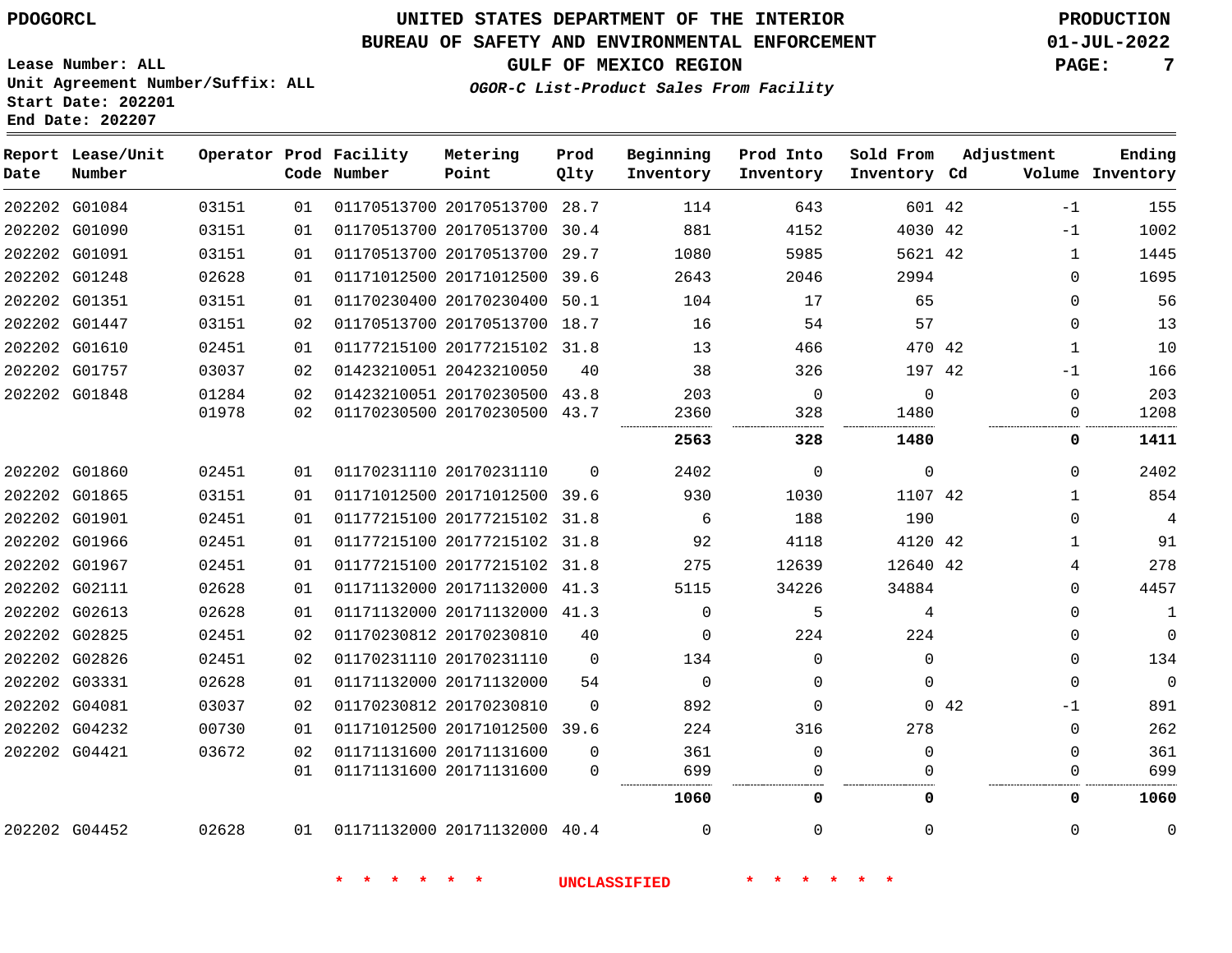PDOGORCL

Lease Number: ALL
Unit Agreement Number/Suffix: ALL
Start Date: 202201
End Date: 202207

# UNITED STATES DEPARTMENT OF THE INTERIOR
## BUREAU OF SAFETY AND ENVIRONMENTAL ENFORCEMENT
### GULF OF MEXICO REGION

*OGOR-C List-Product Sales From Facility*

PRODUCTION
01-JUL-2022

| Report Date | Lease/Unit Number | Operator | Prod Code | Facility Number | Metering Point | Prod Qlty | Beginning Inventory | Prod Into Inventory | Sold From Inventory | Adjustment Cd | Adjustment Volume | Ending Inventory |
|---|---|---|---|---|---|---|---|---|---|---|---|---|
| 202202 | G01084 | 03151 | 01 | 01170513700 | 20170513700 | 28.7 | 114 | 643 | 601 | 42 | -1 | 155 |
| 202202 | G01090 | 03151 | 01 | 01170513700 | 20170513700 | 30.4 | 881 | 4152 | 4030 | 42 | -1 | 1002 |
| 202202 | G01091 | 03151 | 01 | 01170513700 | 20170513700 | 29.7 | 1080 | 5985 | 5621 | 42 | 1 | 1445 |
| 202202 | G01248 | 02628 | 01 | 01171012500 | 20171012500 | 39.6 | 2643 | 2046 | 2994 | | 0 | 1695 |
| 202202 | G01351 | 03151 | 01 | 01170230400 | 20170230400 | 50.1 | 104 | 17 | 65 | | 0 | 56 |
| 202202 | G01447 | 03151 | 02 | 01170513700 | 20170513700 | 18.7 | 16 | 54 | 57 | | 0 | 13 |
| 202202 | G01610 | 02451 | 01 | 01177215100 | 20177215102 | 31.8 | 13 | 466 | 470 | 42 | 1 | 10 |
| 202202 | G01757 | 03037 | 02 | 01423210051 | 20423210050 | 40 | 38 | 326 | 197 | 42 | -1 | 166 |
| 202202 | G01848 | 01284 | 02 | 01423210051 | 20170230500 | 43.8 | 203 | 0 | 0 | | 0 | 203 |
| | | 01978 | 02 | 01170230500 | 20170230500 | 43.7 | 2360 | 328 | 1480 | | 0 | 1208 |
| | | | | | | | **2563** | **328** | **1480** | | **0** | **1411** |
| 202202 | G01860 | 02451 | 01 | 01170231110 | 20170231110 | 0 | 2402 | 0 | 0 | | 0 | 2402 |
| 202202 | G01865 | 03151 | 01 | 01171012500 | 20171012500 | 39.6 | 930 | 1030 | 1107 | 42 | 1 | 854 |
| 202202 | G01901 | 02451 | 01 | 01177215100 | 20177215102 | 31.8 | 6 | 188 | 190 | | 0 | 4 |
| 202202 | G01966 | 02451 | 01 | 01177215100 | 20177215102 | 31.8 | 92 | 4118 | 4120 | 42 | 1 | 91 |
| 202202 | G01967 | 02451 | 01 | 01177215100 | 20177215102 | 31.8 | 275 | 12639 | 12640 | 42 | 4 | 278 |
| 202202 | G02111 | 02628 | 01 | 01171132000 | 20171132000 | 41.3 | 5115 | 34226 | 34884 | | 0 | 4457 |
| 202202 | G02613 | 02628 | 01 | 01171132000 | 20171132000 | 41.3 | 0 | 5 | 4 | | 0 | 1 |
| 202202 | G02825 | 02451 | 02 | 01170230812 | 20170230810 | 40 | 0 | 224 | 224 | | 0 | 0 |
| 202202 | G02826 | 02451 | 02 | 01170231110 | 20170231110 | 0 | 134 | 0 | 0 | | 0 | 134 |
| 202202 | G03331 | 02628 | 01 | 01171132000 | 20171132000 | 54 | 0 | 0 | 0 | | 0 | 0 |
| 202202 | G04081 | 03037 | 02 | 01170230812 | 20170230810 | 0 | 892 | 0 | 0 | 42 | -1 | 891 |
| 202202 | G04232 | 00730 | 01 | 01171012500 | 20171012500 | 39.6 | 224 | 316 | 278 | | 0 | 262 |
| 202202 | G04421 | 03672 | 02 | 01171131600 | 20171131600 | 0 | 361 | 0 | 0 | | 0 | 361 |
| | | | 01 | 01171131600 | 20171131600 | 0 | 699 | 0 | 0 | | 0 | 699 |
| | | | | | | | **1060** | **0** | **0** | | **0** | **1060** |
| 202202 | G04452 | 02628 | 01 | 01171132000 | 20171132000 | 40.4 | 0 | 0 | 0 | | 0 | 0 |

\* \* \* \* \* \* UNCLASSIFIED \* \* \* \* \* \*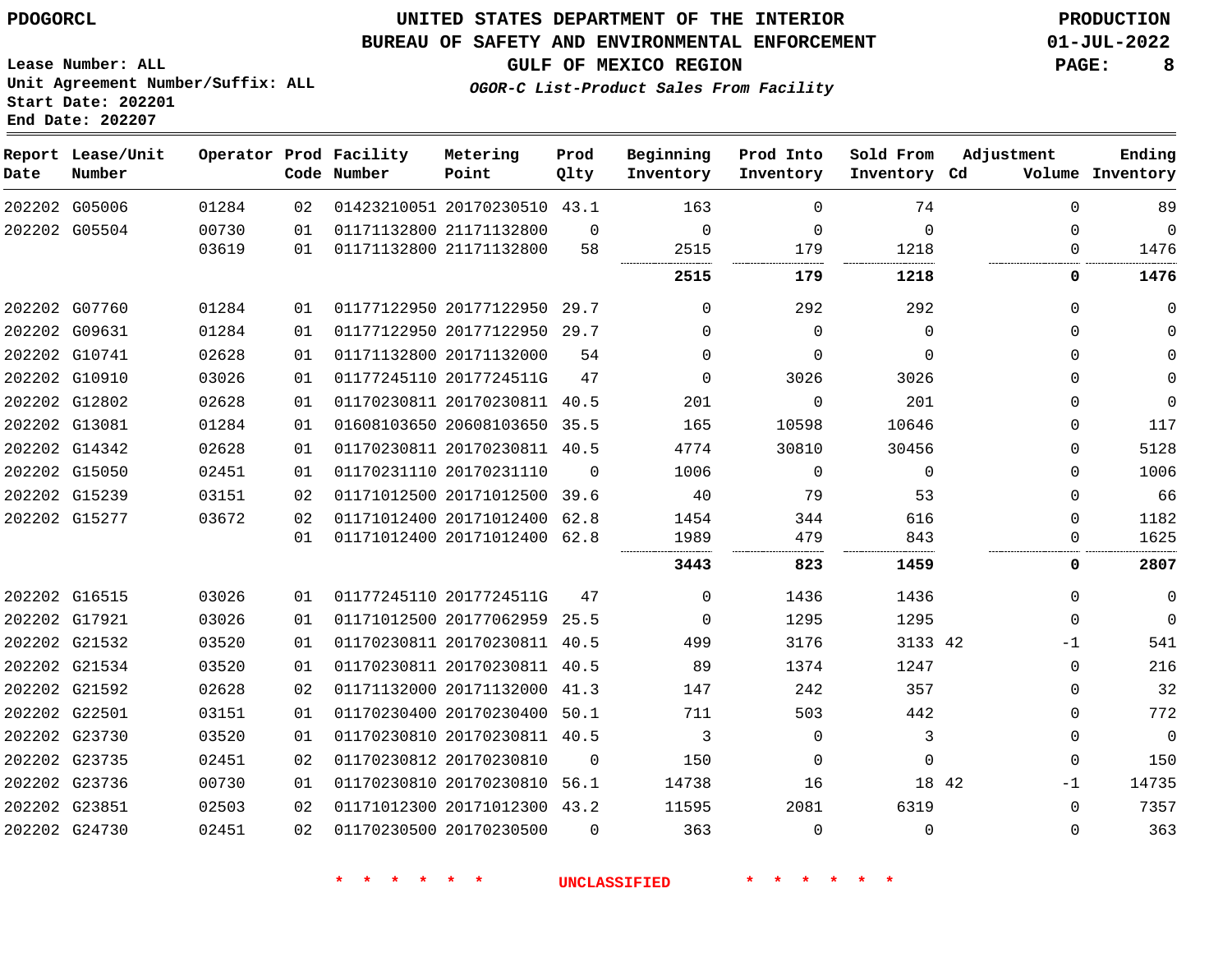PDOGORCL

# UNITED STATES DEPARTMENT OF THE INTERIOR
## BUREAU OF SAFETY AND ENVIRONMENTAL ENFORCEMENT
### GULF OF MEXICO REGION
*OGOR-C List-Product Sales From Facility*

PRODUCTION
01-JUL-2022

Lease Number: ALL
Unit Agreement Number/Suffix: ALL
Start Date: 202201
End Date: 202207

| Report Date | Lease/Unit Number | Operator | Prod Code | Facility Number | Metering Point | Prod Qlty | Beginning Inventory | Prod Into Inventory | Sold From Inventory | Adjustment Cd | Adjustment Volume | Ending Inventory |
|---|---|---|---|---|---|---|---|---|---|---|---|---|
| 202202 | G05006 | 01284 | 02 | 01423210051 | 20170230510 | 43.1 | 163 | 0 | 74 | | 0 | 89 |
| 202202 | G05504 | 00730 | 01 | 01171132800 | 21171132800 | 0 | 0 | 0 | 0 | | 0 | 0 |
| | | 03619 | 01 | 01171132800 | 21171132800 | 58 | 2515 | 179 | 1218 | | 0 | 1476 |
| | | | | | | | **2515** | **179** | **1218** | | **0** | **1476** |
| 202202 | G07760 | 01284 | 01 | 01177122950 | 20177122950 | 29.7 | 0 | 292 | 292 | | 0 | 0 |
| 202202 | G09631 | 01284 | 01 | 01177122950 | 20177122950 | 29.7 | 0 | 0 | 0 | | 0 | 0 |
| 202202 | G10741 | 02628 | 01 | 01171132800 | 20171132000 | 54 | 0 | 0 | 0 | | 0 | 0 |
| 202202 | G10910 | 03026 | 01 | 01177245110 | 2017724511G | 47 | 0 | 3026 | 3026 | | 0 | 0 |
| 202202 | G12802 | 02628 | 01 | 01170230811 | 20170230811 | 40.5 | 201 | 0 | 201 | | 0 | 0 |
| 202202 | G13081 | 01284 | 01 | 01608103650 | 20608103650 | 35.5 | 165 | 10598 | 10646 | | 0 | 117 |
| 202202 | G14342 | 02628 | 01 | 01170230811 | 20170230811 | 40.5 | 4774 | 30810 | 30456 | | 0 | 5128 |
| 202202 | G15050 | 02451 | 01 | 01170231110 | 20170231110 | 0 | 1006 | 0 | 0 | | 0 | 1006 |
| 202202 | G15239 | 03151 | 02 | 01171012500 | 20171012500 | 39.6 | 40 | 79 | 53 | | 0 | 66 |
| 202202 | G15277 | 03672 | 02 | 01171012400 | 20171012400 | 62.8 | 1454 | 344 | 616 | | 0 | 1182 |
| | | | 01 | 01171012400 | 20171012400 | 62.8 | 1989 | 479 | 843 | | 0 | 1625 |
| | | | | | | | **3443** | **823** | **1459** | | **0** | **2807** |
| 202202 | G16515 | 03026 | 01 | 01177245110 | 2017724511G | 47 | 0 | 1436 | 1436 | | 0 | 0 |
| 202202 | G17921 | 03026 | 01 | 01171012500 | 20177062959 | 25.5 | 0 | 1295 | 1295 | | 0 | 0 |
| 202202 | G21532 | 03520 | 01 | 01170230811 | 20170230811 | 40.5 | 499 | 3176 | 3133 | 42 | -1 | 541 |
| 202202 | G21534 | 03520 | 01 | 01170230811 | 20170230811 | 40.5 | 89 | 1374 | 1247 | | 0 | 216 |
| 202202 | G21592 | 02628 | 02 | 01171132000 | 20171132000 | 41.3 | 147 | 242 | 357 | | 0 | 32 |
| 202202 | G22501 | 03151 | 01 | 01170230400 | 20170230400 | 50.1 | 711 | 503 | 442 | | 0 | 772 |
| 202202 | G23730 | 03520 | 01 | 01170230810 | 20170230811 | 40.5 | 3 | 0 | 3 | | 0 | 0 |
| 202202 | G23735 | 02451 | 02 | 01170230812 | 20170230810 | 0 | 150 | 0 | 0 | | 0 | 150 |
| 202202 | G23736 | 00730 | 01 | 01170230810 | 20170230810 | 56.1 | 14738 | 16 | 18 | 42 | -1 | 14735 |
| 202202 | G23851 | 02503 | 02 | 01171012300 | 20171012300 | 43.2 | 11595 | 2081 | 6319 | | 0 | 7357 |
| 202202 | G24730 | 02451 | 02 | 01170230500 | 20170230500 | 0 | 363 | 0 | 0 | | 0 | 363 |

* * * * * * UNCLASSIFIED * * * * * *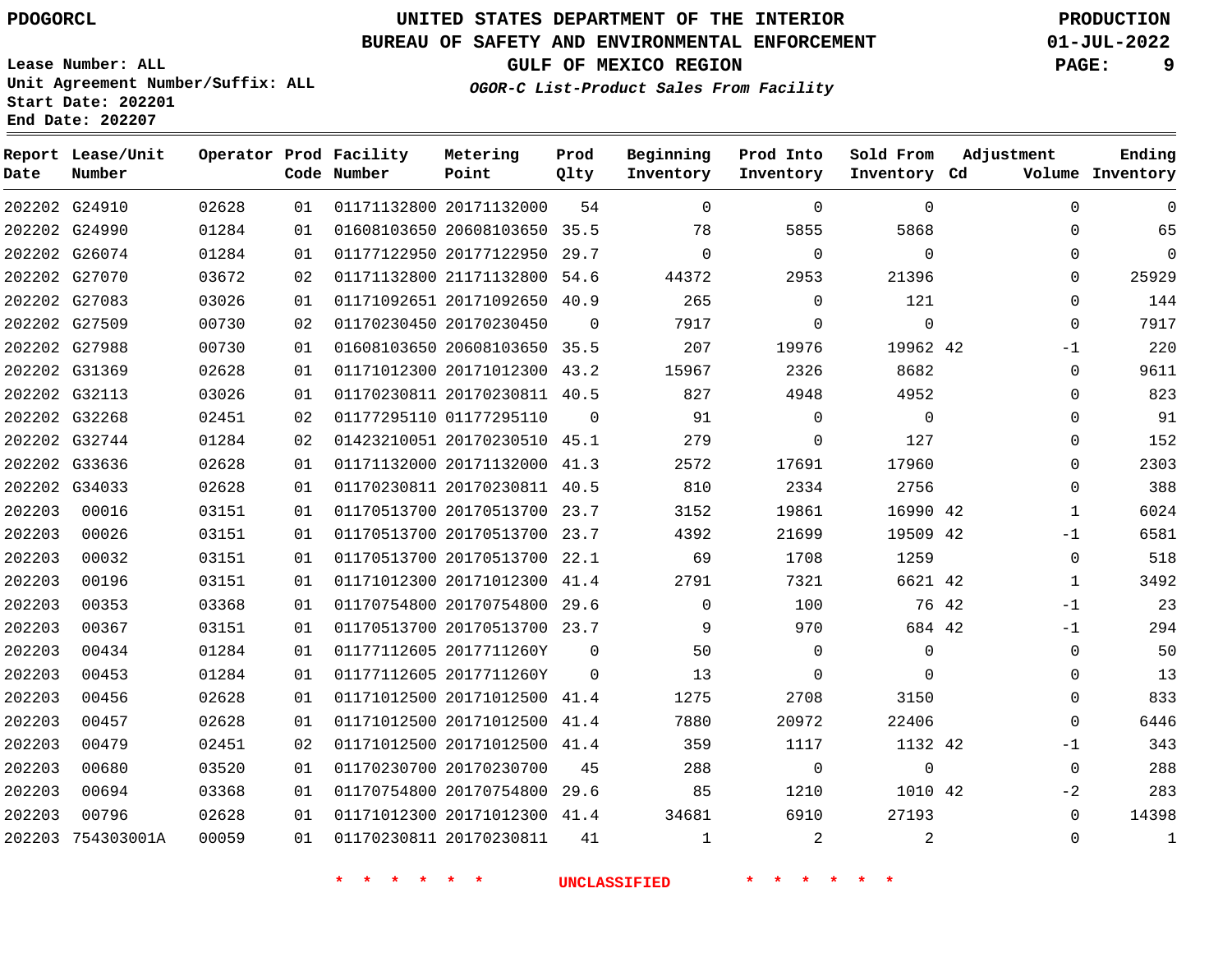PDOGORCL

Lease Number: ALL
Unit Agreement Number/Suffix: ALL
Start Date: 202201
End Date: 202207

# UNITED STATES DEPARTMENT OF THE INTERIOR
## BUREAU OF SAFETY AND ENVIRONMENTAL ENFORCEMENT
### GULF OF MEXICO REGION
*OGOR-C List-Product Sales From Facility*

PRODUCTION
01-JUL-2022

| Report Date | Lease/Unit Number | Operator | Prod Code | Facility Number | Metering Point | Prod Qlty | Beginning Inventory | Prod Into Inventory | Sold From Inventory | Adjustment Cd | Volume | Ending Inventory |
|---|---|---|---|---|---|---|---|---|---|---|---|---|
| 202202 | G24910 | 02628 | 01 | 01171132800 | 20171132000 | 54 | 0 | 0 | 0 | | 0 | 0 |
| 202202 | G24990 | 01284 | 01 | 01608103650 | 20608103650 | 35.5 | 78 | 5855 | 5868 | | 0 | 65 |
| 202202 | G26074 | 01284 | 01 | 01177122950 | 20177122950 | 29.7 | 0 | 0 | 0 | | 0 | 0 |
| 202202 | G27070 | 03672 | 02 | 01171132800 | 21171132800 | 54.6 | 44372 | 2953 | 21396 | | 0 | 25929 |
| 202202 | G27083 | 03026 | 01 | 01171092651 | 20171092650 | 40.9 | 265 | 0 | 121 | | 0 | 144 |
| 202202 | G27509 | 00730 | 02 | 01170230450 | 20170230450 | 0 | 7917 | 0 | 0 | | 0 | 7917 |
| 202202 | G27988 | 00730 | 01 | 01608103650 | 20608103650 | 35.5 | 207 | 19976 | 19962 | 42 | -1 | 220 |
| 202202 | G31369 | 02628 | 01 | 01171012300 | 20171012300 | 43.2 | 15967 | 2326 | 8682 | | 0 | 9611 |
| 202202 | G32113 | 03026 | 01 | 01170230811 | 20170230811 | 40.5 | 827 | 4948 | 4952 | | 0 | 823 |
| 202202 | G32268 | 02451 | 02 | 01177295110 | 01177295110 | 0 | 91 | 0 | 0 | | 0 | 91 |
| 202202 | G32744 | 01284 | 02 | 01423210051 | 20170230510 | 45.1 | 279 | 0 | 127 | | 0 | 152 |
| 202202 | G33636 | 02628 | 01 | 01171132000 | 20171132000 | 41.3 | 2572 | 17691 | 17960 | | 0 | 2303 |
| 202202 | G34033 | 02628 | 01 | 01170230811 | 20170230811 | 40.5 | 810 | 2334 | 2756 | | 0 | 388 |
| 202203 | 00016 | 03151 | 01 | 01170513700 | 20170513700 | 23.7 | 3152 | 19861 | 16990 | 42 | 1 | 6024 |
| 202203 | 00026 | 03151 | 01 | 01170513700 | 20170513700 | 23.7 | 4392 | 21699 | 19509 | 42 | -1 | 6581 |
| 202203 | 00032 | 03151 | 01 | 01170513700 | 20170513700 | 22.1 | 69 | 1708 | 1259 | | 0 | 518 |
| 202203 | 00196 | 03151 | 01 | 01171012300 | 20171012300 | 41.4 | 2791 | 7321 | 6621 | 42 | 1 | 3492 |
| 202203 | 00353 | 03368 | 01 | 01170754800 | 20170754800 | 29.6 | 0 | 100 | 76 | 42 | -1 | 23 |
| 202203 | 00367 | 03151 | 01 | 01170513700 | 20170513700 | 23.7 | 9 | 970 | 684 | 42 | -1 | 294 |
| 202203 | 00434 | 01284 | 01 | 01177112605 | 2017711260Y | 0 | 50 | 0 | 0 | | 0 | 50 |
| 202203 | 00453 | 01284 | 01 | 01177112605 | 2017711260Y | 0 | 13 | 0 | 0 | | 0 | 13 |
| 202203 | 00456 | 02628 | 01 | 01171012500 | 20171012500 | 41.4 | 1275 | 2708 | 3150 | | 0 | 833 |
| 202203 | 00457 | 02628 | 01 | 01171012500 | 20171012500 | 41.4 | 7880 | 20972 | 22406 | | 0 | 6446 |
| 202203 | 00479 | 02451 | 02 | 01171012500 | 20171012500 | 41.4 | 359 | 1117 | 1132 | 42 | -1 | 343 |
| 202203 | 00680 | 03520 | 01 | 01170230700 | 20170230700 | 45 | 288 | 0 | 0 | | 0 | 288 |
| 202203 | 00694 | 03368 | 01 | 01170754800 | 20170754800 | 29.6 | 85 | 1210 | 1010 | 42 | -2 | 283 |
| 202203 | 00796 | 02628 | 01 | 01171012300 | 20171012300 | 41.4 | 34681 | 6910 | 27193 | | 0 | 14398 |
| 202203 | 754303001A | 00059 | 01 | 01170230811 | 20170230811 | 41 | 1 | 2 | 2 | | 0 | 1 |

\* \* \* \* \* \* UNCLASSIFIED \* \* \* \* \* \*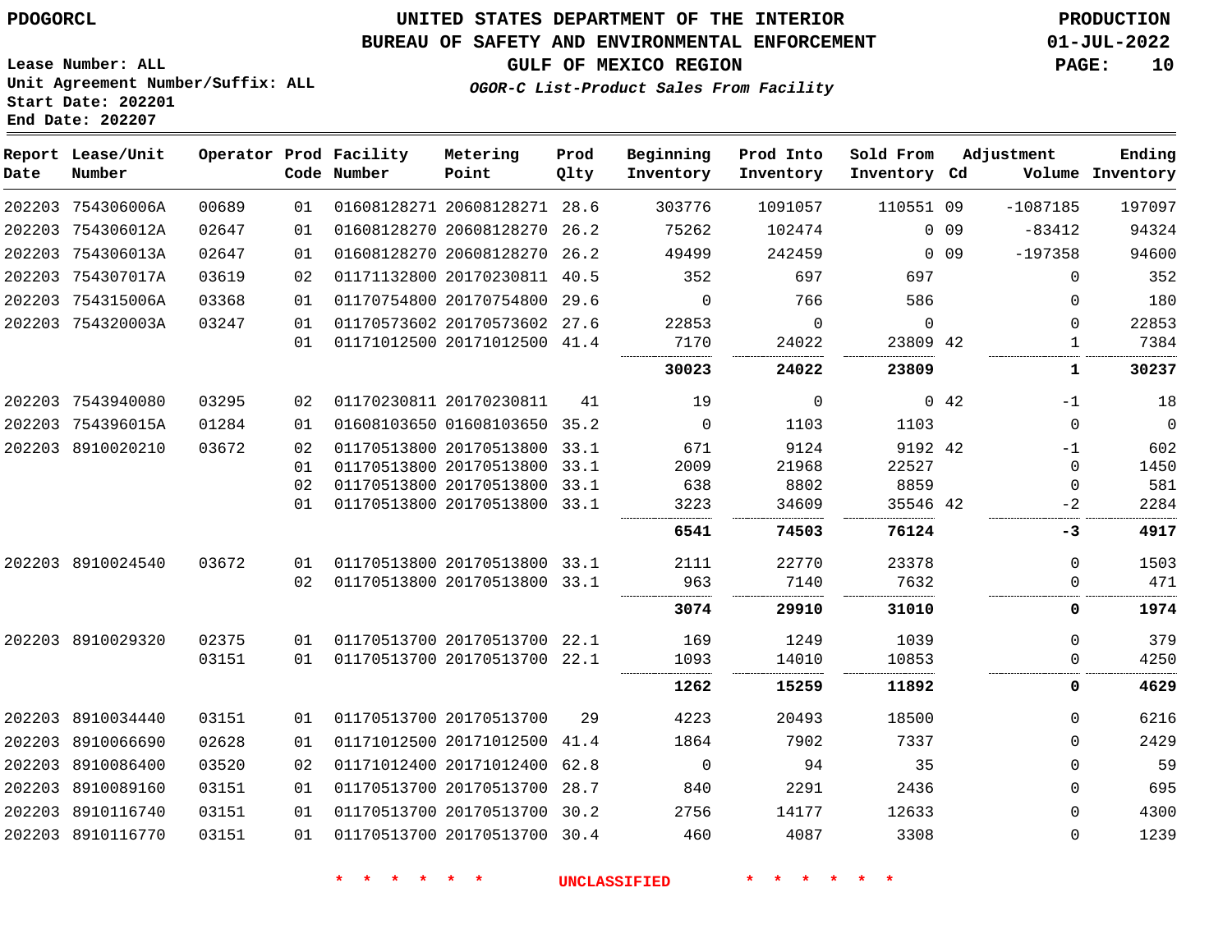PDOGORCL

Lease Number: ALL
Unit Agreement Number/Suffix: ALL
Start Date: 202201
End Date: 202207

# UNITED STATES DEPARTMENT OF THE INTERIOR
## BUREAU OF SAFETY AND ENVIRONMENTAL ENFORCEMENT
### GULF OF MEXICO REGION
*OGOR-C List-Product Sales From Facility*

PRODUCTION
01-JUL-2022

| Report Date | Lease/Unit Number | Operator | Prod Code | Facility Number | Metering Point | Prod Qlty | Beginning Inventory | Prod Into Inventory | Sold From Inventory | Adjustment Cd | Adjustment Volume | Ending Inventory |
|---|---|---|---|---|---|---|---|---|---|---|---|---|
| 202203 | 754306006A | 00689 | 01 | 01608128271 | 20608128271 | 28.6 | 303776 | 1091057 | 110551 | 09 | -1087185 | 197097 |
| 202203 | 754306012A | 02647 | 01 | 01608128270 | 20608128270 | 26.2 | 75262 | 102474 | 0 | 09 | -83412 | 94324 |
| 202203 | 754306013A | 02647 | 01 | 01608128270 | 20608128270 | 26.2 | 49499 | 242459 | 0 | 09 | -197358 | 94600 |
| 202203 | 754307017A | 03619 | 02 | 01171132800 | 20170230811 | 40.5 | 352 | 697 | 697 | | 0 | 352 |
| 202203 | 754315006A | 03368 | 01 | 01170754800 | 20170754800 | 29.6 | 0 | 766 | 586 | | 0 | 180 |
| 202203 | 754320003A | 03247 | 01 | 01170573602 | 20170573602 | 27.6 | 22853 | 0 | 0 | | 0 | 22853 |
| | | | 01 | 01171012500 | 20171012500 | 41.4 | 7170 | 24022 | 23809 | 42 | 1 | 7384 |
| | | | | | | | **30023** | **24022** | **23809** | | **1** | **30237** |
| 202203 | 7543940080 | 03295 | 02 | 01170230811 | 20170230811 | 41 | 19 | 0 | 0 | 42 | -1 | 18 |
| 202203 | 754396015A | 01284 | 01 | 01608103650 | 01608103650 | 35.2 | 0 | 1103 | 1103 | | 0 | 0 |
| 202203 | 8910020210 | 03672 | 02 | 01170513800 | 20170513800 | 33.1 | 671 | 9124 | 9192 | 42 | -1 | 602 |
| | | | 01 | 01170513800 | 20170513800 | 33.1 | 2009 | 21968 | 22527 | | 0 | 1450 |
| | | | 02 | 01170513800 | 20170513800 | 33.1 | 638 | 8802 | 8859 | | 0 | 581 |
| | | | 01 | 01170513800 | 20170513800 | 33.1 | 3223 | 34609 | 35546 | 42 | -2 | 2284 |
| | | | | | | | **6541** | **74503** | **76124** | | **-3** | **4917** |
| 202203 | 8910024540 | 03672 | 01 | 01170513800 | 20170513800 | 33.1 | 2111 | 22770 | 23378 | | 0 | 1503 |
| | | | 02 | 01170513800 | 20170513800 | 33.1 | 963 | 7140 | 7632 | | 0 | 471 |
| | | | | | | | **3074** | **29910** | **31010** | | **0** | **1974** |
| 202203 | 8910029320 | 02375 | 01 | 01170513700 | 20170513700 | 22.1 | 169 | 1249 | 1039 | | 0 | 379 |
| | | 03151 | 01 | 01170513700 | 20170513700 | 22.1 | 1093 | 14010 | 10853 | | 0 | 4250 |
| | | | | | | | **1262** | **15259** | **11892** | | **0** | **4629** |
| 202203 | 8910034440 | 03151 | 01 | 01170513700 | 20170513700 | 29 | 4223 | 20493 | 18500 | | 0 | 6216 |
| 202203 | 8910066690 | 02628 | 01 | 01171012500 | 20171012500 | 41.4 | 1864 | 7902 | 7337 | | 0 | 2429 |
| 202203 | 8910086400 | 03520 | 02 | 01171012400 | 20171012400 | 62.8 | 0 | 94 | 35 | | 0 | 59 |
| 202203 | 8910089160 | 03151 | 01 | 01170513700 | 20170513700 | 28.7 | 840 | 2291 | 2436 | | 0 | 695 |
| 202203 | 8910116740 | 03151 | 01 | 01170513700 | 20170513700 | 30.2 | 2756 | 14177 | 12633 | | 0 | 4300 |
| 202203 | 8910116770 | 03151 | 01 | 01170513700 | 20170513700 | 30.4 | 460 | 4087 | 3308 | | 0 | 1239 |

* * * * * * UNCLASSIFIED * * * * * *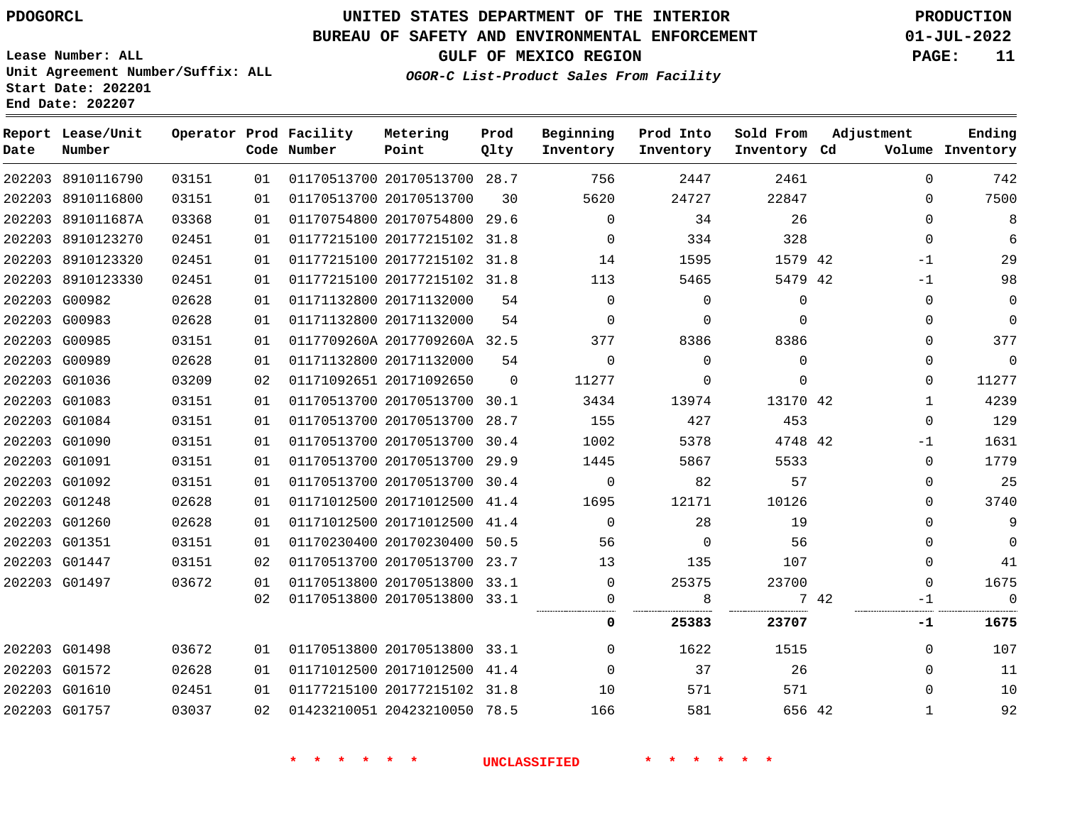PDOGORCL

# UNITED STATES DEPARTMENT OF THE INTERIOR
## BUREAU OF SAFETY AND ENVIRONMENTAL ENFORCEMENT
## GULF OF MEXICO REGION
### *OGOR-C List-Product Sales From Facility*

PRODUCTION
01-JUL-2022

Lease Number: ALL
Unit Agreement Number/Suffix: ALL
Start Date: 202201
End Date: 202207

| Report Date | Lease/Unit Number | Operator | Prod Code | Facility Number | Metering Point | Prod Qlty | Beginning Inventory | Prod Into Inventory | Sold From Inventory | Adjustment Cd | Volume | Ending Inventory |
|---|---|---|---|---|---|---|---|---|---|---|---|---|
| 202203 | 8910116790 | 03151 | 01 | 01170513700 | 20170513700 | 28.7 | 756 | 2447 | 2461 | | 0 | 742 |
| 202203 | 8910116800 | 03151 | 01 | 01170513700 | 20170513700 | 30 | 5620 | 24727 | 22847 | | 0 | 7500 |
| 202203 | 891011687A | 03368 | 01 | 01170754800 | 20170754800 | 29.6 | 0 | 34 | 26 | | 0 | 8 |
| 202203 | 8910123270 | 02451 | 01 | 01177215100 | 20177215102 | 31.8 | 0 | 334 | 328 | | 0 | 6 |
| 202203 | 8910123320 | 02451 | 01 | 01177215100 | 20177215102 | 31.8 | 14 | 1595 | 1579 | 42 | -1 | 29 |
| 202203 | 8910123330 | 02451 | 01 | 01177215100 | 20177215102 | 31.8 | 113 | 5465 | 5479 | 42 | -1 | 98 |
| 202203 | G00982 | 02628 | 01 | 01171132800 | 20171132000 | 54 | 0 | 0 | 0 | | 0 | 0 |
| 202203 | G00983 | 02628 | 01 | 01171132800 | 20171132000 | 54 | 0 | 0 | 0 | | 0 | 0 |
| 202203 | G00985 | 03151 | 01 | 0117709260A | 2017709260A | 32.5 | 377 | 8386 | 8386 | | 0 | 377 |
| 202203 | G00989 | 02628 | 01 | 01171132800 | 20171132000 | 54 | 0 | 0 | 0 | | 0 | 0 |
| 202203 | G01036 | 03209 | 02 | 01171092651 | 20171092650 | 0 | 11277 | 0 | 0 | | 0 | 11277 |
| 202203 | G01083 | 03151 | 01 | 01170513700 | 20170513700 | 30.1 | 3434 | 13974 | 13170 | 42 | 1 | 4239 |
| 202203 | G01084 | 03151 | 01 | 01170513700 | 20170513700 | 28.7 | 155 | 427 | 453 | | 0 | 129 |
| 202203 | G01090 | 03151 | 01 | 01170513700 | 20170513700 | 30.4 | 1002 | 5378 | 4748 | 42 | -1 | 1631 |
| 202203 | G01091 | 03151 | 01 | 01170513700 | 20170513700 | 29.9 | 1445 | 5867 | 5533 | | 0 | 1779 |
| 202203 | G01092 | 03151 | 01 | 01170513700 | 20170513700 | 30.4 | 0 | 82 | 57 | | 0 | 25 |
| 202203 | G01248 | 02628 | 01 | 01171012500 | 20171012500 | 41.4 | 1695 | 12171 | 10126 | | 0 | 3740 |
| 202203 | G01260 | 02628 | 01 | 01171012500 | 20171012500 | 41.4 | 0 | 28 | 19 | | 0 | 9 |
| 202203 | G01351 | 03151 | 01 | 01170230400 | 20170230400 | 50.5 | 56 | 0 | 56 | | 0 | 0 |
| 202203 | G01447 | 03151 | 02 | 01170513700 | 20170513700 | 23.7 | 13 | 135 | 107 | | 0 | 41 |
| 202203 | G01497 | 03672 | 01 | 01170513800 | 20170513800 | 33.1 | 0 | 25375 | 23700 | | 0 | 1675 |
| | | | 02 | 01170513800 | 20170513800 | 33.1 | 0 | 8 | 7 | 42 | -1 | 0 |
| | | | | | | | **0** | **25383** | **23707** | | **-1** | **1675** |
| 202203 | G01498 | 03672 | 01 | 01170513800 | 20170513800 | 33.1 | 0 | 1622 | 1515 | | 0 | 107 |
| 202203 | G01572 | 02628 | 01 | 01171012500 | 20171012500 | 41.4 | 0 | 37 | 26 | | 0 | 11 |
| 202203 | G01610 | 02451 | 01 | 01177215100 | 20177215102 | 31.8 | 10 | 571 | 571 | | 0 | 10 |
| 202203 | G01757 | 03037 | 02 | 01423210051 | 20423210050 | 78.5 | 166 | 581 | 656 | 42 | 1 | 92 |

* * * * * * UNCLASSIFIED * * * * * *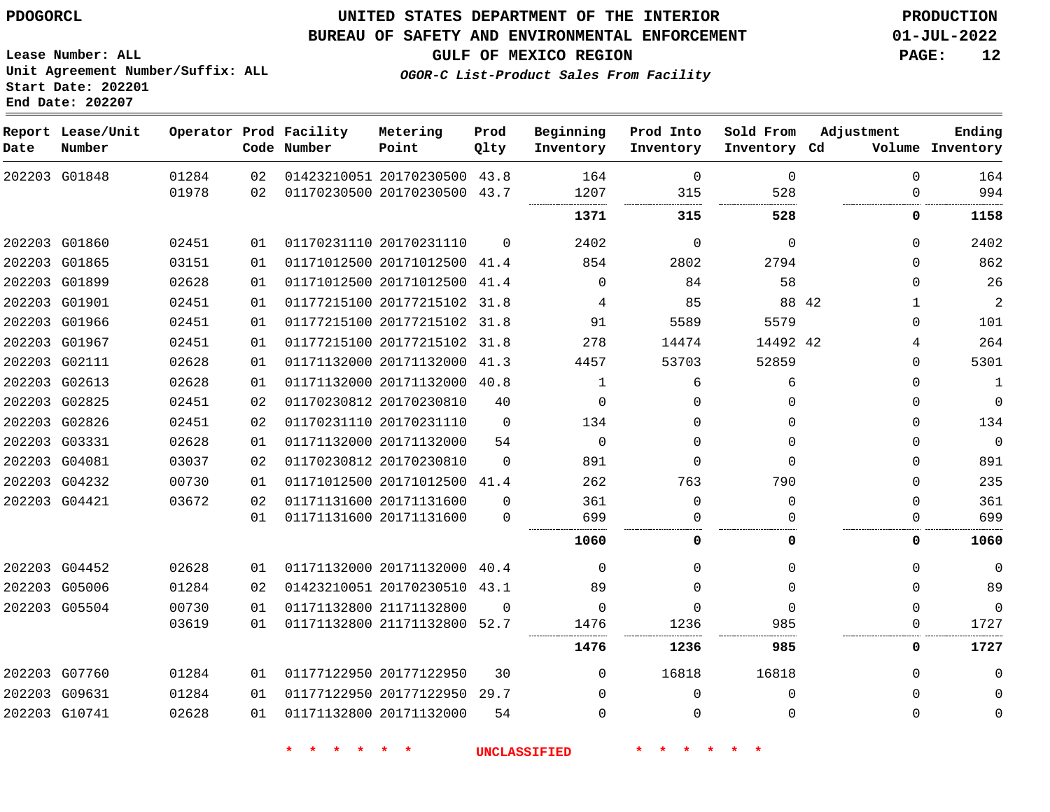PDOGORCL

# UNITED STATES DEPARTMENT OF THE INTERIOR
## BUREAU OF SAFETY AND ENVIRONMENTAL ENFORCEMENT
### GULF OF MEXICO REGION
*OGOR-C List-Product Sales From Facility*

PRODUCTION
01-JUL-2022

Lease Number: ALL
Unit Agreement Number/Suffix: ALL
Start Date: 202201
End Date: 202207

| Report Date | Lease/Unit Number | Operator | Prod Code | Facility Number | Metering Point | Prod Qlty | Beginning Inventory | Prod Into Inventory | Sold From Inventory | Adjustment Cd | Adjustment Volume | Ending Inventory |
|---|---|---|---|---|---|---|---|---|---|---|---|---|
| 202203 | G01848 | 01284 | 02 | 01423210051 | 20170230500 | 43.8 | 164 | 0 | 0 | | 0 | 164 |
| | | 01978 | 02 | 01170230500 | 20170230500 | 43.7 | 1207 | 315 | 528 | | 0 | 994 |
| | | | | | | | **1371** | **315** | **528** | | **0** | **1158** |
| 202203 | G01860 | 02451 | 01 | 01170231110 | 20170231110 | 0 | 2402 | 0 | 0 | | 0 | 2402 |
| 202203 | G01865 | 03151 | 01 | 01171012500 | 20171012500 | 41.4 | 854 | 2802 | 2794 | | 0 | 862 |
| 202203 | G01899 | 02628 | 01 | 01171012500 | 20171012500 | 41.4 | 0 | 84 | 58 | | 0 | 26 |
| 202203 | G01901 | 02451 | 01 | 01177215100 | 20177215102 | 31.8 | 4 | 85 | 88 | 42 | 1 | 2 |
| 202203 | G01966 | 02451 | 01 | 01177215100 | 20177215102 | 31.8 | 91 | 5589 | 5579 | | 0 | 101 |
| 202203 | G01967 | 02451 | 01 | 01177215100 | 20177215102 | 31.8 | 278 | 14474 | 14492 | 42 | 4 | 264 |
| 202203 | G02111 | 02628 | 01 | 01171132000 | 20171132000 | 41.3 | 4457 | 53703 | 52859 | | 0 | 5301 |
| 202203 | G02613 | 02628 | 01 | 01171132000 | 20171132000 | 40.8 | 1 | 6 | 6 | | 0 | 1 |
| 202203 | G02825 | 02451 | 02 | 01170230812 | 20170230810 | 40 | 0 | 0 | 0 | | 0 | 0 |
| 202203 | G02826 | 02451 | 02 | 01170231110 | 20170231110 | 0 | 134 | 0 | 0 | | 0 | 134 |
| 202203 | G03331 | 02628 | 01 | 01171132000 | 20171132000 | 54 | 0 | 0 | 0 | | 0 | 0 |
| 202203 | G04081 | 03037 | 02 | 01170230812 | 20170230810 | 0 | 891 | 0 | 0 | | 0 | 891 |
| 202203 | G04232 | 00730 | 01 | 01171012500 | 20171012500 | 41.4 | 262 | 763 | 790 | | 0 | 235 |
| 202203 | G04421 | 03672 | 02 | 01171131600 | 20171131600 | 0 | 361 | 0 | 0 | | 0 | 361 |
| | | | 01 | 01171131600 | 20171131600 | 0 | 699 | 0 | 0 | | 0 | 699 |
| | | | | | | | **1060** | **0** | **0** | | **0** | **1060** |
| 202203 | G04452 | 02628 | 01 | 01171132000 | 20171132000 | 40.4 | 0 | 0 | 0 | | 0 | 0 |
| 202203 | G05006 | 01284 | 02 | 01423210051 | 20170230510 | 43.1 | 89 | 0 | 0 | | 0 | 89 |
| 202203 | G05504 | 00730 | 01 | 01171132800 | 21171132800 | 0 | 0 | 0 | 0 | | 0 | 0 |
| | | 03619 | 01 | 01171132800 | 21171132800 | 52.7 | 1476 | 1236 | 985 | | 0 | 1727 |
| | | | | | | | **1476** | **1236** | **985** | | **0** | **1727** |
| 202203 | G07760 | 01284 | 01 | 01177122950 | 20177122950 | 30 | 0 | 16818 | 16818 | | 0 | 0 |
| 202203 | G09631 | 01284 | 01 | 01177122950 | 20177122950 | 29.7 | 0 | 0 | 0 | | 0 | 0 |
| 202203 | G10741 | 02628 | 01 | 01171132800 | 20171132000 | 54 | 0 | 0 | 0 | | 0 | 0 |

* * * * * * UNCLASSIFIED * * * * * *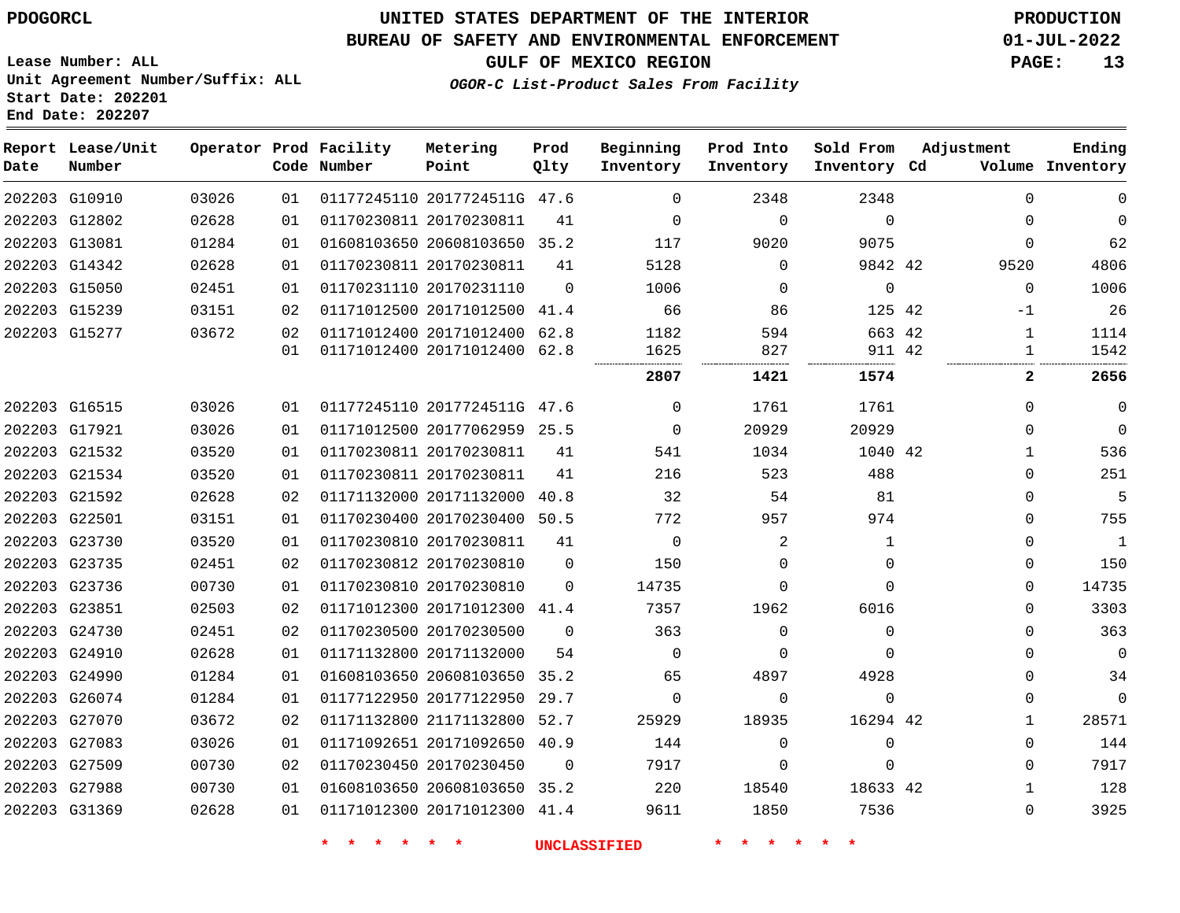PDOGORCL

# UNITED STATES DEPARTMENT OF THE INTERIOR
## BUREAU OF SAFETY AND ENVIRONMENTAL ENFORCEMENT
### GULF OF MEXICO REGION
*OGOR-C List-Product Sales From Facility*

PRODUCTION
01-JUL-2022

Lease Number: ALL
Unit Agreement Number/Suffix: ALL
Start Date: 202201
End Date: 202207

| Report Date | Lease/Unit Number | Operator | Prod Code | Facility Number | Metering Point | Prod Qlty | Beginning Inventory | Prod Into Inventory | Sold From Inventory | Adjustment Cd | Volume | Ending Inventory |
|---|---|---|---|---|---|---|---|---|---|---|---|---|
| 202203 | G10910 | 03026 | 01 | 01177245110 | 2017724511G | 47.6 | 0 | 2348 | 2348 | | 0 | 0 |
| 202203 | G12802 | 02628 | 01 | 01170230811 | 20170230811 | 41 | 0 | 0 | 0 | | 0 | 0 |
| 202203 | G13081 | 01284 | 01 | 01608103650 | 20608103650 | 35.2 | 117 | 9020 | 9075 | | 0 | 62 |
| 202203 | G14342 | 02628 | 01 | 01170230811 | 20170230811 | 41 | 5128 | 0 | 9842 | 42 | 9520 | 4806 |
| 202203 | G15050 | 02451 | 01 | 01170231110 | 20170231110 | 0 | 1006 | 0 | 0 | | 0 | 1006 |
| 202203 | G15239 | 03151 | 02 | 01171012500 | 20171012500 | 41.4 | 66 | 86 | 125 | 42 | -1 | 26 |
| 202203 | G15277 | 03672 | 02 | 01171012400 | 20171012400 | 62.8 | 1182 | 594 | 663 | 42 | 1 | 1114 |
| | | | 01 | 01171012400 | 20171012400 | 62.8 | 1625 | 827 | 911 | 42 | 1 | 1542 |
| | | | | | | | **2807** | **1421** | **1574** | | **2** | **2656** |
| 202203 | G16515 | 03026 | 01 | 01177245110 | 2017724511G | 47.6 | 0 | 1761 | 1761 | | 0 | 0 |
| 202203 | G17921 | 03026 | 01 | 01171012500 | 20177062959 | 25.5 | 0 | 20929 | 20929 | | 0 | 0 |
| 202203 | G21532 | 03520 | 01 | 01170230811 | 20170230811 | 41 | 541 | 1034 | 1040 | 42 | 1 | 536 |
| 202203 | G21534 | 03520 | 01 | 01170230811 | 20170230811 | 41 | 216 | 523 | 488 | | 0 | 251 |
| 202203 | G21592 | 02628 | 02 | 01171132000 | 20171132000 | 40.8 | 32 | 54 | 81 | | 0 | 5 |
| 202203 | G22501 | 03151 | 01 | 01170230400 | 20170230400 | 50.5 | 772 | 957 | 974 | | 0 | 755 |
| 202203 | G23730 | 03520 | 01 | 01170230810 | 20170230811 | 41 | 0 | 2 | 1 | | 0 | 1 |
| 202203 | G23735 | 02451 | 02 | 01170230812 | 20170230810 | 0 | 150 | 0 | 0 | | 0 | 150 |
| 202203 | G23736 | 00730 | 01 | 01170230810 | 20170230810 | 0 | 14735 | 0 | 0 | | 0 | 14735 |
| 202203 | G23851 | 02503 | 02 | 01171012300 | 20171012300 | 41.4 | 7357 | 1962 | 6016 | | 0 | 3303 |
| 202203 | G24730 | 02451 | 02 | 01170230500 | 20170230500 | 0 | 363 | 0 | 0 | | 0 | 363 |
| 202203 | G24910 | 02628 | 01 | 01171132800 | 20171132000 | 54 | 0 | 0 | 0 | | 0 | 0 |
| 202203 | G24990 | 01284 | 01 | 01608103650 | 20608103650 | 35.2 | 65 | 4897 | 4928 | | 0 | 34 |
| 202203 | G26074 | 01284 | 01 | 01177122950 | 20177122950 | 29.7 | 0 | 0 | 0 | | 0 | 0 |
| 202203 | G27070 | 03672 | 02 | 01171132800 | 21171132800 | 52.7 | 25929 | 18935 | 16294 | 42 | 1 | 28571 |
| 202203 | G27083 | 03026 | 01 | 01171092651 | 20171092650 | 40.9 | 144 | 0 | 0 | | 0 | 144 |
| 202203 | G27509 | 00730 | 02 | 01170230450 | 20170230450 | 0 | 7917 | 0 | 0 | | 0 | 7917 |
| 202203 | G27988 | 00730 | 01 | 01608103650 | 20608103650 | 35.2 | 220 | 18540 | 18633 | 42 | 1 | 128 |
| 202203 | G31369 | 02628 | 01 | 01171012300 | 20171012300 | 41.4 | 9611 | 1850 | 7536 | | 0 | 3925 |

* * * * * * UNCLASSIFIED * * * * * *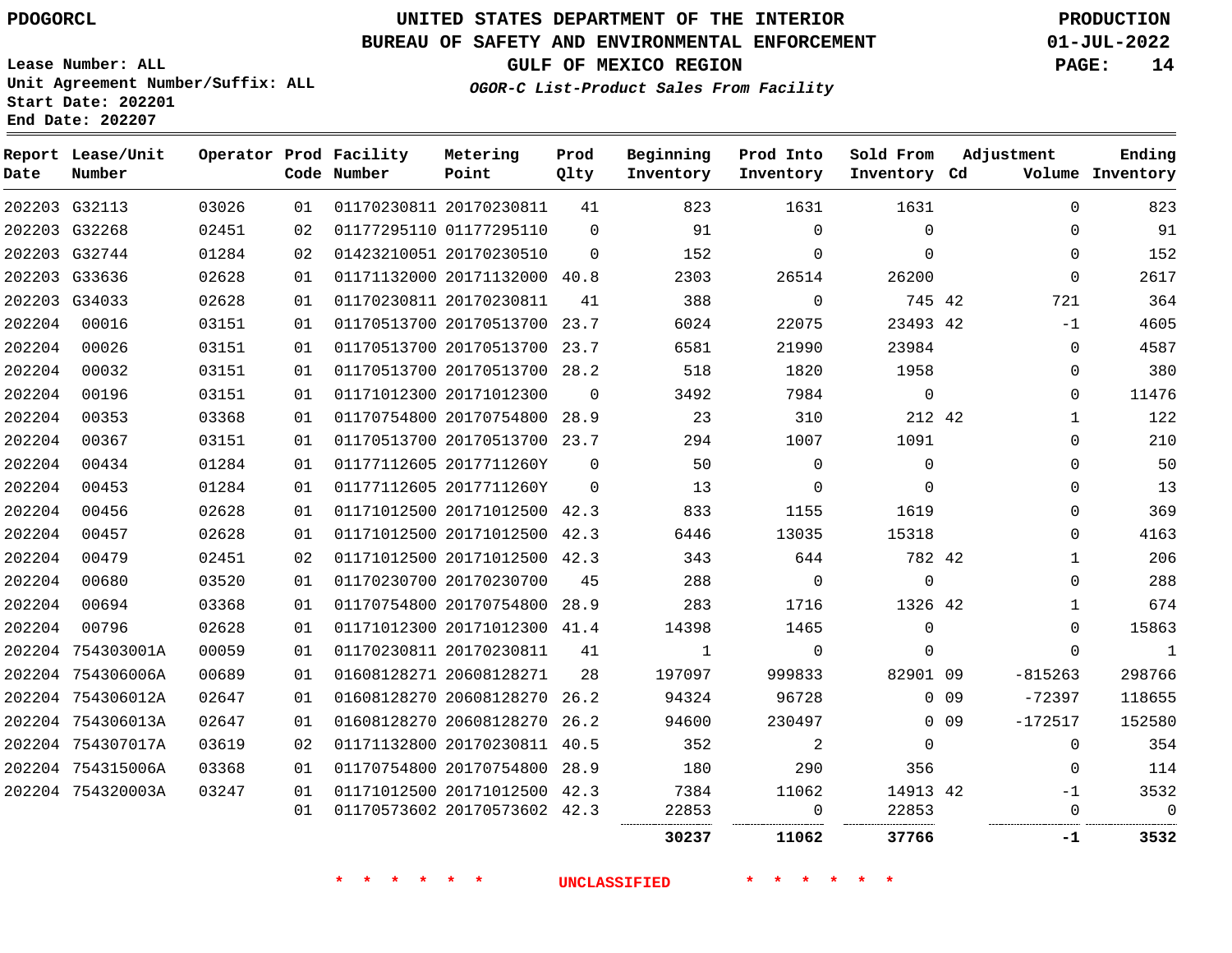PDOGORCL

Lease Number: ALL
Unit Agreement Number/Suffix: ALL
Start Date: 202201
End Date: 202207

# UNITED STATES DEPARTMENT OF THE INTERIOR
## BUREAU OF SAFETY AND ENVIRONMENTAL ENFORCEMENT
## GULF OF MEXICO REGION
*OGOR-C List-Product Sales From Facility*

PRODUCTION
01-JUL-2022

| Report Date | Lease/Unit Number | Operator | Prod Code | Facility Number | Metering Point | Prod Qlty | Beginning Inventory | Prod Into Inventory | Sold From Inventory | Adjustment Cd | Volume | Ending Inventory |
|---|---|---|---|---|---|---|---|---|---|---|---|---|
| 202203 | G32113 | 03026 | 01 | 01170230811 | 20170230811 | 41 | 823 | 1631 | 1631 | | 0 | 823 |
| 202203 | G32268 | 02451 | 02 | 01177295110 | 01177295110 | 0 | 91 | 0 | 0 | | 0 | 91 |
| 202203 | G32744 | 01284 | 02 | 01423210051 | 20170230510 | 0 | 152 | 0 | 0 | | 0 | 152 |
| 202203 | G33636 | 02628 | 01 | 01171132000 | 20171132000 | 40.8 | 2303 | 26514 | 26200 | | 0 | 2617 |
| 202203 | G34033 | 02628 | 01 | 01170230811 | 20170230811 | 41 | 388 | 0 | 745 | 42 | 721 | 364 |
| 202204 | 00016 | 03151 | 01 | 01170513700 | 20170513700 | 23.7 | 6024 | 22075 | 23493 | 42 | -1 | 4605 |
| 202204 | 00026 | 03151 | 01 | 01170513700 | 20170513700 | 23.7 | 6581 | 21990 | 23984 | | 0 | 4587 |
| 202204 | 00032 | 03151 | 01 | 01170513700 | 20170513700 | 28.2 | 518 | 1820 | 1958 | | 0 | 380 |
| 202204 | 00196 | 03151 | 01 | 01171012300 | 20171012300 | 0 | 3492 | 7984 | 0 | | 0 | 11476 |
| 202204 | 00353 | 03368 | 01 | 01170754800 | 20170754800 | 28.9 | 23 | 310 | 212 | 42 | 1 | 122 |
| 202204 | 00367 | 03151 | 01 | 01170513700 | 20170513700 | 23.7 | 294 | 1007 | 1091 | | 0 | 210 |
| 202204 | 00434 | 01284 | 01 | 01177112605 | 2017711260Y | 0 | 50 | 0 | 0 | | 0 | 50 |
| 202204 | 00453 | 01284 | 01 | 01177112605 | 2017711260Y | 0 | 13 | 0 | 0 | | 0 | 13 |
| 202204 | 00456 | 02628 | 01 | 01171012500 | 20171012500 | 42.3 | 833 | 1155 | 1619 | | 0 | 369 |
| 202204 | 00457 | 02628 | 01 | 01171012500 | 20171012500 | 42.3 | 6446 | 13035 | 15318 | | 0 | 4163 |
| 202204 | 00479 | 02451 | 02 | 01171012500 | 20171012500 | 42.3 | 343 | 644 | 782 | 42 | 1 | 206 |
| 202204 | 00680 | 03520 | 01 | 01170230700 | 20170230700 | 45 | 288 | 0 | 0 | | 0 | 288 |
| 202204 | 00694 | 03368 | 01 | 01170754800 | 20170754800 | 28.9 | 283 | 1716 | 1326 | 42 | 1 | 674 |
| 202204 | 00796 | 02628 | 01 | 01171012300 | 20171012300 | 41.4 | 14398 | 1465 | 0 | | 0 | 15863 |
| 202204 | 754303001A | 00059 | 01 | 01170230811 | 20170230811 | 41 | 1 | 0 | 0 | | 0 | 1 |
| 202204 | 754306006A | 00689 | 01 | 01608128271 | 20608128271 | 28 | 197097 | 999833 | 82901 | 09 | -815263 | 298766 |
| 202204 | 754306012A | 02647 | 01 | 01608128270 | 20608128270 | 26.2 | 94324 | 96728 | 0 | 09 | -72397 | 118655 |
| 202204 | 754306013A | 02647 | 01 | 01608128270 | 20608128270 | 26.2 | 94600 | 230497 | 0 | 09 | -172517 | 152580 |
| 202204 | 754307017A | 03619 | 02 | 01171132800 | 20170230811 | 40.5 | 352 | 2 | 0 | | 0 | 354 |
| 202204 | 754315006A | 03368 | 01 | 01170754800 | 20170754800 | 28.9 | 180 | 290 | 356 | | 0 | 114 |
| 202204 | 754320003A | 03247 | 01 | 01171012500 | 20171012500 | 42.3 | 7384 | 11062 | 14913 | 42 | -1 | 3532 |
| | | | 01 | 01170573602 | 20170573602 | 42.3 | 22853 | 0 | 22853 | | 0 | 0 |
| | | | | | | | **30237** | **11062** | **37766** | | **-1** | **3532** |

\* \* \* \* \* \* UNCLASSIFIED \* \* \* \* \* \*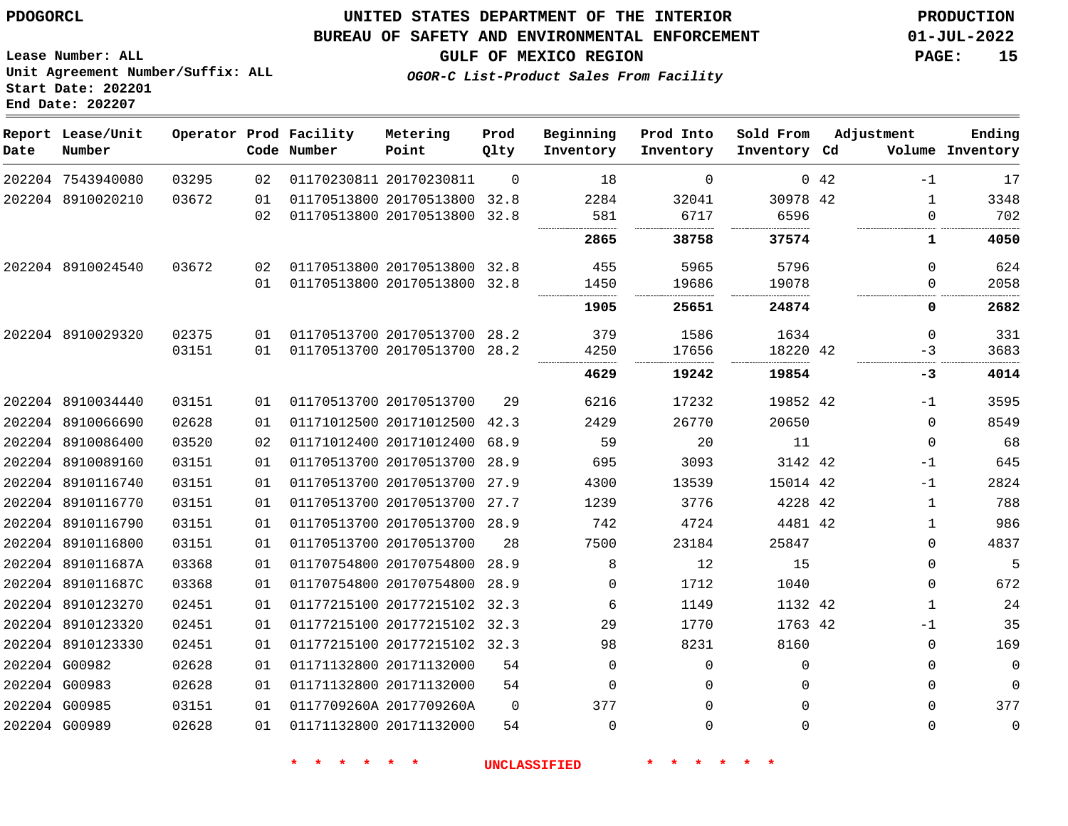PDOGORCL

# UNITED STATES DEPARTMENT OF THE INTERIOR
## BUREAU OF SAFETY AND ENVIRONMENTAL ENFORCEMENT
### GULF OF MEXICO REGION
*OGOR-C List-Product Sales From Facility*

PRODUCTION
01-JUL-2022

Lease Number: ALL
Unit Agreement Number/Suffix: ALL
Start Date: 202201
End Date: 202207

| Report Date | Lease/Unit Number | Operator | Prod Code | Facility Number | Metering Point | Prod Qlty | Beginning Inventory | Prod Into Inventory | Sold From Inventory | Adjustment Cd | Adjustment Volume | Ending Inventory |
|---|---|---|---|---|---|---|---|---|---|---|---|---|
| 202204 | 7543940080 | 03295 | 02 | 01170230811 | 20170230811 | 0 | 18 | 0 | 0 | 42 | -1 | 17 |
| 202204 | 8910020210 | 03672 | 01 | 01170513800 | 20170513800 | 32.8 | 2284 | 32041 | 30978 | 42 | 1 | 3348 |
| | | | 02 | 01170513800 | 20170513800 | 32.8 | 581 | 6717 | 6596 | | 0 | 702 |
| | | | | | | | **2865** | **38758** | **37574** | | **1** | **4050** |
| 202204 | 8910024540 | 03672 | 02 | 01170513800 | 20170513800 | 32.8 | 455 | 5965 | 5796 | | 0 | 624 |
| | | | 01 | 01170513800 | 20170513800 | 32.8 | 1450 | 19686 | 19078 | | 0 | 2058 |
| | | | | | | | **1905** | **25651** | **24874** | | **0** | **2682** |
| 202204 | 8910029320 | 02375 | 01 | 01170513700 | 20170513700 | 28.2 | 379 | 1586 | 1634 | | 0 | 331 |
| | | 03151 | 01 | 01170513700 | 20170513700 | 28.2 | 4250 | 17656 | 18220 | 42 | -3 | 3683 |
| | | | | | | | **4629** | **19242** | **19854** | | **-3** | **4014** |
| 202204 | 8910034440 | 03151 | 01 | 01170513700 | 20170513700 | 29 | 6216 | 17232 | 19852 | 42 | -1 | 3595 |
| 202204 | 8910066690 | 02628 | 01 | 01171012500 | 20171012500 | 42.3 | 2429 | 26770 | 20650 | | 0 | 8549 |
| 202204 | 8910086400 | 03520 | 02 | 01171012400 | 20171012400 | 68.9 | 59 | 20 | 11 | | 0 | 68 |
| 202204 | 8910089160 | 03151 | 01 | 01170513700 | 20170513700 | 28.9 | 695 | 3093 | 3142 | 42 | -1 | 645 |
| 202204 | 8910116740 | 03151 | 01 | 01170513700 | 20170513700 | 27.9 | 4300 | 13539 | 15014 | 42 | -1 | 2824 |
| 202204 | 8910116770 | 03151 | 01 | 01170513700 | 20170513700 | 27.7 | 1239 | 3776 | 4228 | 42 | 1 | 788 |
| 202204 | 8910116790 | 03151 | 01 | 01170513700 | 20170513700 | 28.9 | 742 | 4724 | 4481 | 42 | 1 | 986 |
| 202204 | 8910116800 | 03151 | 01 | 01170513700 | 20170513700 | 28 | 7500 | 23184 | 25847 | | 0 | 4837 |
| 202204 | 891011687A | 03368 | 01 | 01170754800 | 20170754800 | 28.9 | 8 | 12 | 15 | | 0 | 5 |
| 202204 | 891011687C | 03368 | 01 | 01170754800 | 20170754800 | 28.9 | 0 | 1712 | 1040 | | 0 | 672 |
| 202204 | 8910123270 | 02451 | 01 | 01177215100 | 20177215102 | 32.3 | 6 | 1149 | 1132 | 42 | 1 | 24 |
| 202204 | 8910123320 | 02451 | 01 | 01177215100 | 20177215102 | 32.3 | 29 | 1770 | 1763 | 42 | -1 | 35 |
| 202204 | 8910123330 | 02451 | 01 | 01177215100 | 20177215102 | 32.3 | 98 | 8231 | 8160 | | 0 | 169 |
| 202204 | G00982 | 02628 | 01 | 01171132800 | 20171132000 | 54 | 0 | 0 | 0 | | 0 | 0 |
| 202204 | G00983 | 02628 | 01 | 01171132800 | 20171132000 | 54 | 0 | 0 | 0 | | 0 | 0 |
| 202204 | G00985 | 03151 | 01 | 0117709260A | 2017709260A | 0 | 377 | 0 | 0 | | 0 | 377 |
| 202204 | G00989 | 02628 | 01 | 01171132800 | 20171132000 | 54 | 0 | 0 | 0 | | 0 | 0 |

* * * * * * UNCLASSIFIED * * * * * *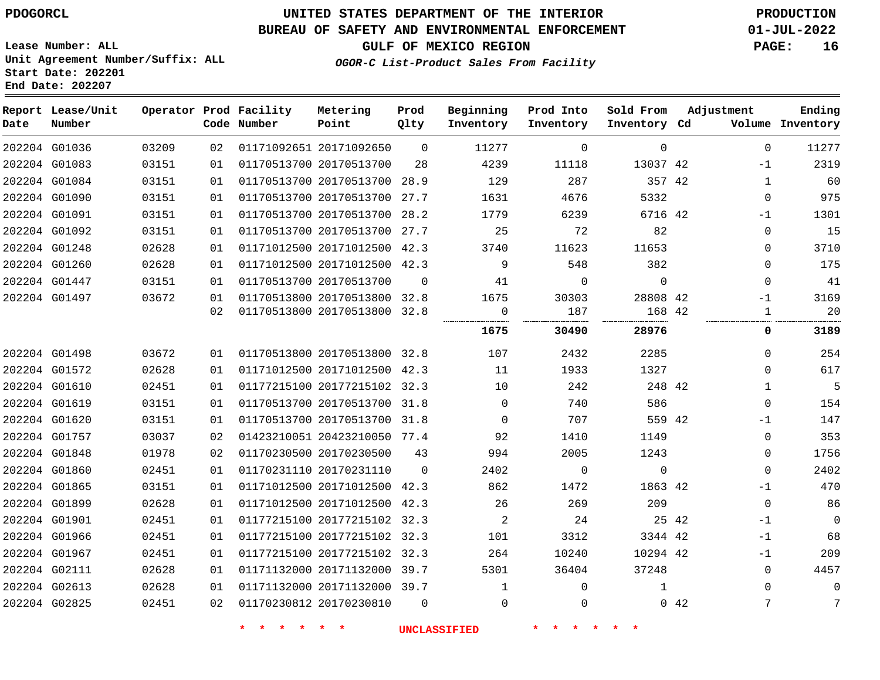PDOGORCL

# UNITED STATES DEPARTMENT OF THE INTERIOR
## BUREAU OF SAFETY AND ENVIRONMENTAL ENFORCEMENT
## GULF OF MEXICO REGION
### *OGOR-C List-Product Sales From Facility*

PRODUCTION
01-JUL-2022

Lease Number: ALL
Unit Agreement Number/Suffix: ALL
Start Date: 202201
End Date: 202207

| Report Date | Lease/Unit Number | Operator | Prod Code | Facility Number | Metering Point | Prod Qlty | Beginning Inventory | Prod Into Inventory | Sold From Inventory | Adjustment Cd | Volume | Ending Inventory |
|---|---|---|---|---|---|---|---|---|---|---|---|---|
| 202204 | G01036 | 03209 | 02 | 01171092651 | 20171092650 | 0 | 11277 | 0 | 0 | | 0 | 11277 |
| 202204 | G01083 | 03151 | 01 | 01170513700 | 20170513700 | 28 | 4239 | 11118 | 13037 | 42 | -1 | 2319 |
| 202204 | G01084 | 03151 | 01 | 01170513700 | 20170513700 | 28.9 | 129 | 287 | 357 | 42 | 1 | 60 |
| 202204 | G01090 | 03151 | 01 | 01170513700 | 20170513700 | 27.7 | 1631 | 4676 | 5332 | | 0 | 975 |
| 202204 | G01091 | 03151 | 01 | 01170513700 | 20170513700 | 28.2 | 1779 | 6239 | 6716 | 42 | -1 | 1301 |
| 202204 | G01092 | 03151 | 01 | 01170513700 | 20170513700 | 27.7 | 25 | 72 | 82 | | 0 | 15 |
| 202204 | G01248 | 02628 | 01 | 01171012500 | 20171012500 | 42.3 | 3740 | 11623 | 11653 | | 0 | 3710 |
| 202204 | G01260 | 02628 | 01 | 01171012500 | 20171012500 | 42.3 | 9 | 548 | 382 | | 0 | 175 |
| 202204 | G01447 | 03151 | 01 | 01170513700 | 20170513700 | 0 | 41 | 0 | 0 | | 0 | 41 |
| 202204 | G01497 | 03672 | 01 | 01170513800 | 20170513800 | 32.8 | 1675 | 30303 | 28808 | 42 | -1 | 3169 |
| | | | 02 | 01170513800 | 20170513800 | 32.8 | 0 | 187 | 168 | 42 | 1 | 20 |
| | | | | | | | **1675** | **30490** | **28976** | | **0** | **3189** |
| 202204 | G01498 | 03672 | 01 | 01170513800 | 20170513800 | 32.8 | 107 | 2432 | 2285 | | 0 | 254 |
| 202204 | G01572 | 02628 | 01 | 01171012500 | 20171012500 | 42.3 | 11 | 1933 | 1327 | | 0 | 617 |
| 202204 | G01610 | 02451 | 01 | 01177215100 | 20177215102 | 32.3 | 10 | 242 | 248 | 42 | 1 | 5 |
| 202204 | G01619 | 03151 | 01 | 01170513700 | 20170513700 | 31.8 | 0 | 740 | 586 | | 0 | 154 |
| 202204 | G01620 | 03151 | 01 | 01170513700 | 20170513700 | 31.8 | 0 | 707 | 559 | 42 | -1 | 147 |
| 202204 | G01757 | 03037 | 02 | 01423210051 | 20423210050 | 77.4 | 92 | 1410 | 1149 | | 0 | 353 |
| 202204 | G01848 | 01978 | 02 | 01170230500 | 20170230500 | 43 | 994 | 2005 | 1243 | | 0 | 1756 |
| 202204 | G01860 | 02451 | 01 | 01170231110 | 20170231110 | 0 | 2402 | 0 | 0 | | 0 | 2402 |
| 202204 | G01865 | 03151 | 01 | 01171012500 | 20171012500 | 42.3 | 862 | 1472 | 1863 | 42 | -1 | 470 |
| 202204 | G01899 | 02628 | 01 | 01171012500 | 20171012500 | 42.3 | 26 | 269 | 209 | | 0 | 86 |
| 202204 | G01901 | 02451 | 01 | 01177215100 | 20177215102 | 32.3 | 2 | 24 | 25 | 42 | -1 | 0 |
| 202204 | G01966 | 02451 | 01 | 01177215100 | 20177215102 | 32.3 | 101 | 3312 | 3344 | 42 | -1 | 68 |
| 202204 | G01967 | 02451 | 01 | 01177215100 | 20177215102 | 32.3 | 264 | 10240 | 10294 | 42 | -1 | 209 |
| 202204 | G02111 | 02628 | 01 | 01171132000 | 20171132000 | 39.7 | 5301 | 36404 | 37248 | | 0 | 4457 |
| 202204 | G02613 | 02628 | 01 | 01171132000 | 20171132000 | 39.7 | 1 | 0 | 1 | | 0 | 0 |
| 202204 | G02825 | 02451 | 02 | 01170230812 | 20170230810 | 0 | 0 | 0 | 0 | 42 | 7 | 7 |

\* \* \* \* \* \* UNCLASSIFIED \* \* \* \* \* \*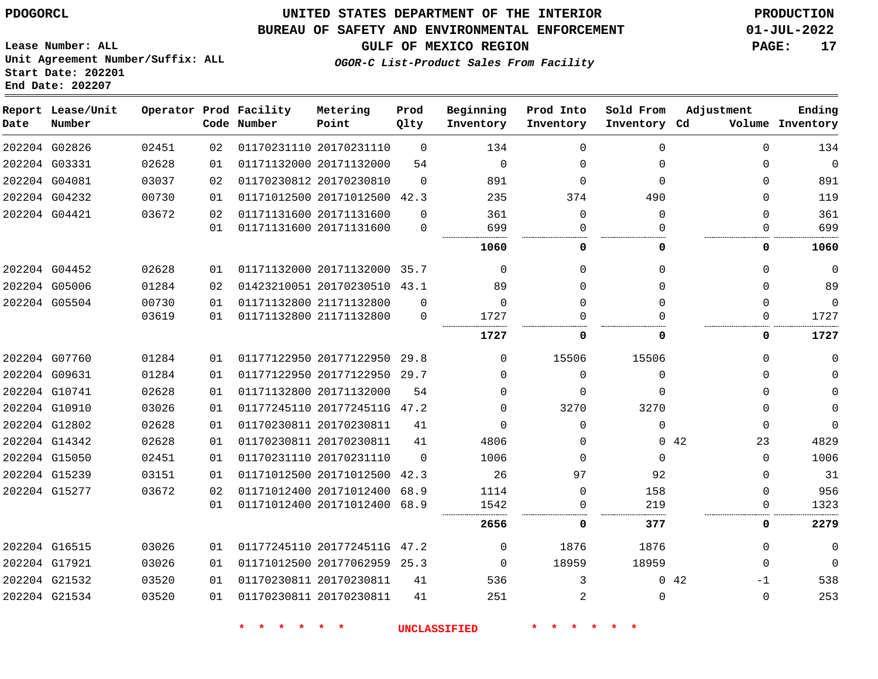PDOGORCL

# UNITED STATES DEPARTMENT OF THE INTERIOR
## BUREAU OF SAFETY AND ENVIRONMENTAL ENFORCEMENT
### GULF OF MEXICO REGION

*OGOR-C List-Product Sales From Facility*

PRODUCTION
01-JUL-2022

Lease Number: ALL
Unit Agreement Number/Suffix: ALL
Start Date: 202201
End Date: 202207

| Report Date | Lease/Unit Number | Operator | Prod Code | Facility Number | Metering Point | Prod Qlty | Beginning Inventory | Prod Into Inventory | Sold From Inventory | Adjustment Cd | Adjustment Volume | Ending Inventory |
|---|---|---|---|---|---|---|---|---|---|---|---|---|
| 202204 | G02826 | 02451 | 02 | 01170231110 | 20170231110 | 0 | 134 | 0 | 0 | | 0 | 134 |
| 202204 | G03331 | 02628 | 01 | 01171132000 | 20171132000 | 54 | 0 | 0 | 0 | | 0 | 0 |
| 202204 | G04081 | 03037 | 02 | 01170230812 | 20170230810 | 0 | 891 | 0 | 0 | | 0 | 891 |
| 202204 | G04232 | 00730 | 01 | 01171012500 | 20171012500 | 42.3 | 235 | 374 | 490 | | 0 | 119 |
| 202204 | G04421 | 03672 | 02 | 01171131600 | 20171131600 | 0 | 361 | 0 | 0 | | 0 | 361 |
| | | | 01 | 01171131600 | 20171131600 | 0 | 699 | 0 | 0 | | 0 | 699 |
| | | | | | | | **1060** | **0** | **0** | | **0** | **1060** |
| 202204 | G04452 | 02628 | 01 | 01171132000 | 20171132000 | 35.7 | 0 | 0 | 0 | | 0 | 0 |
| 202204 | G05006 | 01284 | 02 | 01423210051 | 20170230510 | 43.1 | 89 | 0 | 0 | | 0 | 89 |
| 202204 | G05504 | 00730 | 01 | 01171132800 | 21171132800 | 0 | 0 | 0 | 0 | | 0 | 0 |
| | | 03619 | 01 | 01171132800 | 21171132800 | 0 | 1727 | 0 | 0 | | 0 | 1727 |
| | | | | | | | **1727** | **0** | **0** | | **0** | **1727** |
| 202204 | G07760 | 01284 | 01 | 01177122950 | 20177122950 | 29.8 | 0 | 15506 | 15506 | | 0 | 0 |
| 202204 | G09631 | 01284 | 01 | 01177122950 | 20177122950 | 29.7 | 0 | 0 | 0 | | 0 | 0 |
| 202204 | G10741 | 02628 | 01 | 01171132800 | 20171132000 | 54 | 0 | 0 | 0 | | 0 | 0 |
| 202204 | G10910 | 03026 | 01 | 01177245110 | 2017724511G | 47.2 | 0 | 3270 | 3270 | | 0 | 0 |
| 202204 | G12802 | 02628 | 01 | 01170230811 | 20170230811 | 41 | 0 | 0 | 0 | | 0 | 0 |
| 202204 | G14342 | 02628 | 01 | 01170230811 | 20170230811 | 41 | 4806 | 0 | 0 | 42 | 23 | 4829 |
| 202204 | G15050 | 02451 | 01 | 01170231110 | 20170231110 | 0 | 1006 | 0 | 0 | | 0 | 1006 |
| 202204 | G15239 | 03151 | 01 | 01171012500 | 20171012500 | 42.3 | 26 | 97 | 92 | | 0 | 31 |
| 202204 | G15277 | 03672 | 02 | 01171012400 | 20171012400 | 68.9 | 1114 | 0 | 158 | | 0 | 956 |
| | | | 01 | 01171012400 | 20171012400 | 68.9 | 1542 | 0 | 219 | | 0 | 1323 |
| | | | | | | | **2656** | **0** | **377** | | **0** | **2279** |
| 202204 | G16515 | 03026 | 01 | 01177245110 | 2017724511G | 47.2 | 0 | 1876 | 1876 | | 0 | 0 |
| 202204 | G17921 | 03026 | 01 | 01171012500 | 20177062959 | 25.3 | 0 | 18959 | 18959 | | 0 | 0 |
| 202204 | G21532 | 03520 | 01 | 01170230811 | 20170230811 | 41 | 536 | 3 | 0 | 42 | -1 | 538 |
| 202204 | G21534 | 03520 | 01 | 01170230811 | 20170230811 | 41 | 251 | 2 | 0 | | 0 | 253 |

* * * * * * UNCLASSIFIED * * * * * *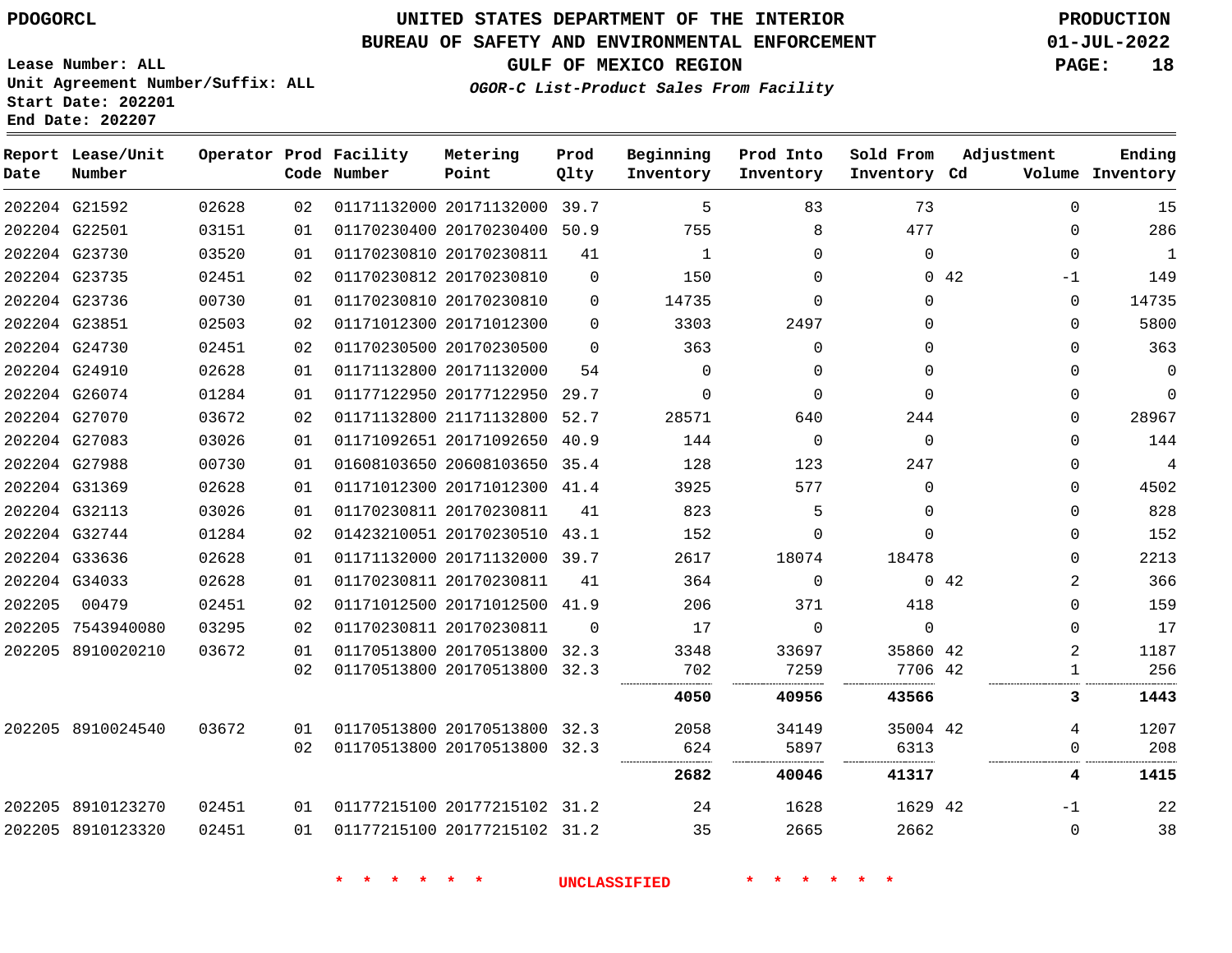PDOGORCL

# UNITED STATES DEPARTMENT OF THE INTERIOR
## BUREAU OF SAFETY AND ENVIRONMENTAL ENFORCEMENT
### GULF OF MEXICO REGION
*OGOR-C List-Product Sales From Facility*

PRODUCTION
01-JUL-2022

Lease Number: ALL
Unit Agreement Number/Suffix: ALL
Start Date: 202201
End Date: 202207

| Report Date | Lease/Unit Number | Operator | Prod Code | Facility Number | Metering Point | Prod Qlty | Beginning Inventory | Prod Into Inventory | Sold From Inventory | Adjustment Cd | Volume | Ending Inventory |
|---|---|---|---|---|---|---|---|---|---|---|---|---|
| 202204 | G21592 | 02628 | 02 | 01171132000 | 20171132000 | 39.7 | 5 | 83 | 73 | | 0 | 15 |
| 202204 | G22501 | 03151 | 01 | 01170230400 | 20170230400 | 50.9 | 755 | 8 | 477 | | 0 | 286 |
| 202204 | G23730 | 03520 | 01 | 01170230810 | 20170230811 | 41 | 1 | 0 | 0 | | 0 | 1 |
| 202204 | G23735 | 02451 | 02 | 01170230812 | 20170230810 | 0 | 150 | 0 | 0 | 42 | -1 | 149 |
| 202204 | G23736 | 00730 | 01 | 01170230810 | 20170230810 | 0 | 14735 | 0 | 0 | | 0 | 14735 |
| 202204 | G23851 | 02503 | 02 | 01171012300 | 20171012300 | 0 | 3303 | 2497 | 0 | | 0 | 5800 |
| 202204 | G24730 | 02451 | 02 | 01170230500 | 20170230500 | 0 | 363 | 0 | 0 | | 0 | 363 |
| 202204 | G24910 | 02628 | 01 | 01171132800 | 20171132000 | 54 | 0 | 0 | 0 | | 0 | 0 |
| 202204 | G26074 | 01284 | 01 | 01177122950 | 20177122950 | 29.7 | 0 | 0 | 0 | | 0 | 0 |
| 202204 | G27070 | 03672 | 02 | 01171132800 | 21171132800 | 52.7 | 28571 | 640 | 244 | | 0 | 28967 |
| 202204 | G27083 | 03026 | 01 | 01171092651 | 20171092650 | 40.9 | 144 | 0 | 0 | | 0 | 144 |
| 202204 | G27988 | 00730 | 01 | 01608103650 | 20608103650 | 35.4 | 128 | 123 | 247 | | 0 | 4 |
| 202204 | G31369 | 02628 | 01 | 01171012300 | 20171012300 | 41.4 | 3925 | 577 | 0 | | 0 | 4502 |
| 202204 | G32113 | 03026 | 01 | 01170230811 | 20170230811 | 41 | 823 | 5 | 0 | | 0 | 828 |
| 202204 | G32744 | 01284 | 02 | 01423210051 | 20170230510 | 43.1 | 152 | 0 | 0 | | 0 | 152 |
| 202204 | G33636 | 02628 | 01 | 01171132000 | 20171132000 | 39.7 | 2617 | 18074 | 18478 | | 0 | 2213 |
| 202204 | G34033 | 02628 | 01 | 01170230811 | 20170230811 | 41 | 364 | 0 | 0 | 42 | 2 | 366 |
| 202205 | 00479 | 02451 | 02 | 01171012500 | 20171012500 | 41.9 | 206 | 371 | 418 | | 0 | 159 |
| 202205 | 7543940080 | 03295 | 02 | 01170230811 | 20170230811 | 0 | 17 | 0 | 0 | | 0 | 17 |
| 202205 | 8910020210 | 03672 | 01 | 01170513800 | 20170513800 | 32.3 | 3348 | 33697 | 35860 | 42 | 2 | 1187 |
| | | | 02 | 01170513800 | 20170513800 | 32.3 | 702 | 7259 | 7706 | 42 | 1 | 256 |
| | | | | | | | **4050** | **40956** | **43566** | | **3** | **1443** |
| 202205 | 8910024540 | 03672 | 01 | 01170513800 | 20170513800 | 32.3 | 2058 | 34149 | 35004 | 42 | 4 | 1207 |
| | | | 02 | 01170513800 | 20170513800 | 32.3 | 624 | 5897 | 6313 | | 0 | 208 |
| | | | | | | | **2682** | **40046** | **41317** | | **4** | **1415** |
| 202205 | 8910123270 | 02451 | 01 | 01177215100 | 20177215102 | 31.2 | 24 | 1628 | 1629 | 42 | -1 | 22 |
| 202205 | 8910123320 | 02451 | 01 | 01177215100 | 20177215102 | 31.2 | 35 | 2665 | 2662 | | 0 | 38 |

* * * * * * UNCLASSIFIED * * * * * *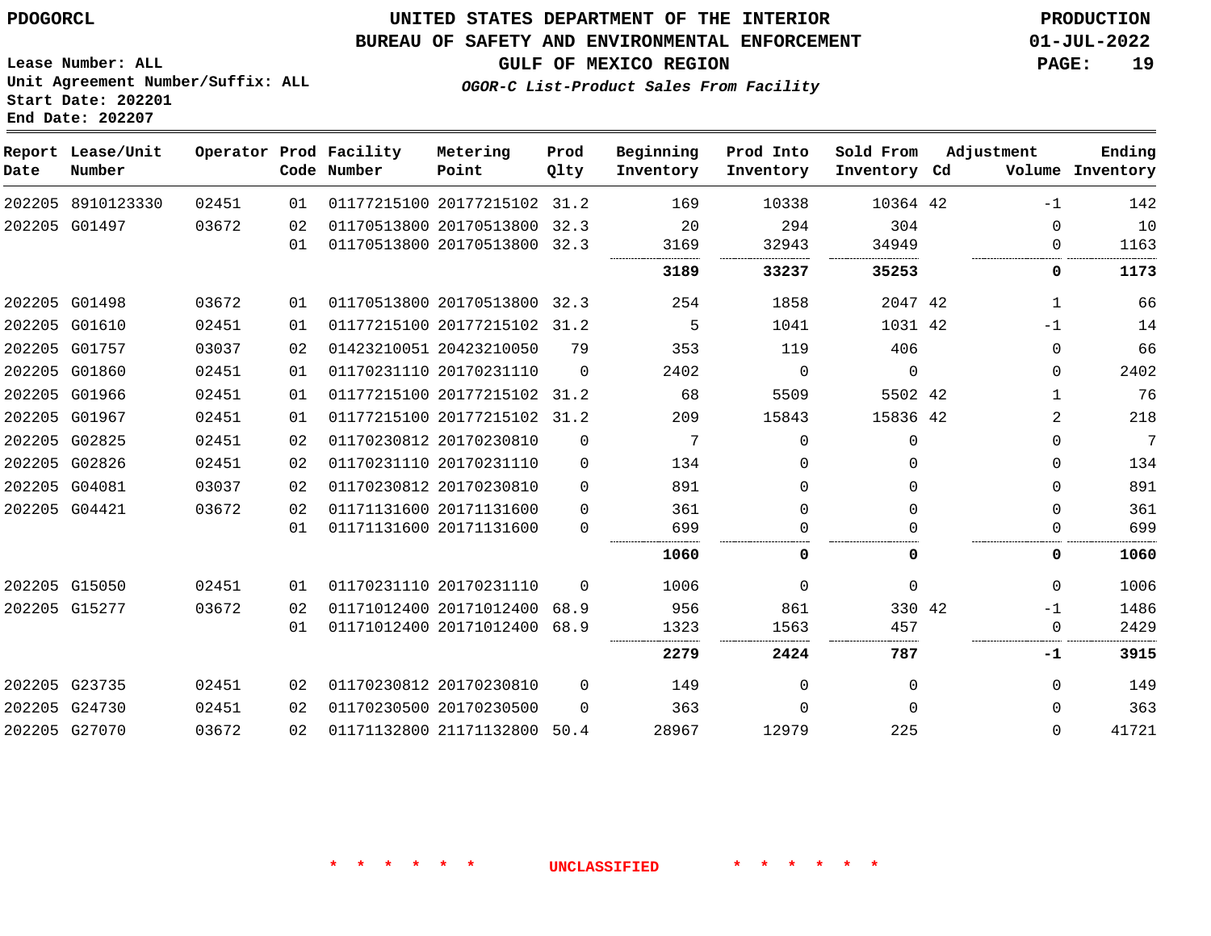PDOGORCL

# UNITED STATES DEPARTMENT OF THE INTERIOR
## BUREAU OF SAFETY AND ENVIRONMENTAL ENFORCEMENT
### GULF OF MEXICO REGION

*OGOR-C List-Product Sales From Facility*

PRODUCTION
01-JUL-2022

Lease Number: ALL
Unit Agreement Number/Suffix: ALL
Start Date: 202201
End Date: 202207

| Report Date | Lease/Unit Number | Operator | Prod Code | Facility Number | Metering Point | Prod Qlty | Beginning Inventory | Prod Into Inventory | Sold From Inventory | Adjustment Cd | Volume | Ending Inventory |
|---|---|---|---|---|---|---|---|---|---|---|---|---|
| 202205 | 8910123330 | 02451 | 01 | 01177215100 | 20177215102 | 31.2 | 169 | 10338 | 10364 | 42 | -1 | 142 |
| 202205 | G01497 | 03672 | 02 | 01170513800 | 20170513800 | 32.3 | 20 | 294 | 304 | | 0 | 10 |
| | | | 01 | 01170513800 | 20170513800 | 32.3 | 3169 | 32943 | 34949 | | 0 | 1163 |
| | | | | | | | **3189** | **33237** | **35253** | | **0** | **1173** |
| 202205 | G01498 | 03672 | 01 | 01170513800 | 20170513800 | 32.3 | 254 | 1858 | 2047 | 42 | 1 | 66 |
| 202205 | G01610 | 02451 | 01 | 01177215100 | 20177215102 | 31.2 | 5 | 1041 | 1031 | 42 | -1 | 14 |
| 202205 | G01757 | 03037 | 02 | 01423210051 | 20423210050 | 79 | 353 | 119 | 406 | | 0 | 66 |
| 202205 | G01860 | 02451 | 01 | 01170231110 | 20170231110 | 0 | 2402 | 0 | 0 | | 0 | 2402 |
| 202205 | G01966 | 02451 | 01 | 01177215100 | 20177215102 | 31.2 | 68 | 5509 | 5502 | 42 | 1 | 76 |
| 202205 | G01967 | 02451 | 01 | 01177215100 | 20177215102 | 31.2 | 209 | 15843 | 15836 | 42 | 2 | 218 |
| 202205 | G02825 | 02451 | 02 | 01170230812 | 20170230810 | 0 | 7 | 0 | 0 | | 0 | 7 |
| 202205 | G02826 | 02451 | 02 | 01170231110 | 20170231110 | 0 | 134 | 0 | 0 | | 0 | 134 |
| 202205 | G04081 | 03037 | 02 | 01170230812 | 20170230810 | 0 | 891 | 0 | 0 | | 0 | 891 |
| 202205 | G04421 | 03672 | 02 | 01171131600 | 20171131600 | 0 | 361 | 0 | 0 | | 0 | 361 |
| | | | 01 | 01171131600 | 20171131600 | 0 | 699 | 0 | 0 | | 0 | 699 |
| | | | | | | | **1060** | **0** | **0** | | **0** | **1060** |
| 202205 | G15050 | 02451 | 01 | 01170231110 | 20170231110 | 0 | 1006 | 0 | 0 | | 0 | 1006 |
| 202205 | G15277 | 03672 | 02 | 01171012400 | 20171012400 | 68.9 | 956 | 861 | 330 | 42 | -1 | 1486 |
| | | | 01 | 01171012400 | 20171012400 | 68.9 | 1323 | 1563 | 457 | | 0 | 2429 |
| | | | | | | | **2279** | **2424** | **787** | | **-1** | **3915** |
| 202205 | G23735 | 02451 | 02 | 01170230812 | 20170230810 | 0 | 149 | 0 | 0 | | 0 | 149 |
| 202205 | G24730 | 02451 | 02 | 01170230500 | 20170230500 | 0 | 363 | 0 | 0 | | 0 | 363 |
| 202205 | G27070 | 03672 | 02 | 01171132800 | 21171132800 | 50.4 | 28967 | 12979 | 225 | | 0 | 41721 |

* * * * * * UNCLASSIFIED * * * * * *